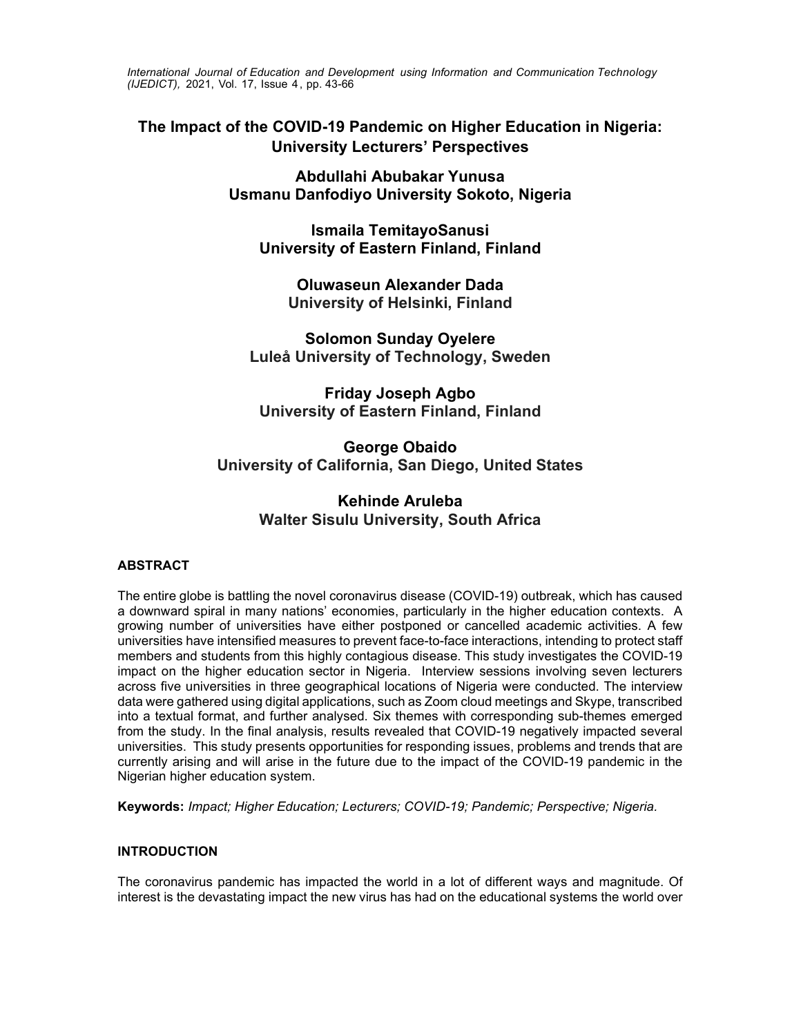# The Impact of the COVID-19 Pandemic on Higher Education in Nigeria: University Lecturers' Perspectives

**Abdullahi Abubakar Yunusa**
**Usmanu Danfodiyo University Sokoto, Nigeria**

**Ismaila TemitayoSanusi**
**University of Eastern Finland, Finland**

**Oluwaseun Alexander Dada**
**University of Helsinki, Finland**

**Solomon Sunday Oyelere**
**Luleå University of Technology, Sweden**

**Friday Joseph Agbo**
**University of Eastern Finland, Finland**

**George Obaido**
**University of California, San Diego, United States**

**Kehinde Aruleba**
**Walter Sisulu University, South Africa**

## ABSTRACT

The entire globe is battling the novel coronavirus disease (COVID-19) outbreak, which has caused a downward spiral in many nations' economies, particularly in the higher education contexts. A growing number of universities have either postponed or cancelled academic activities. A few universities have intensified measures to prevent face-to-face interactions, intending to protect staff members and students from this highly contagious disease. This study investigates the COVID-19 impact on the higher education sector in Nigeria. Interview sessions involving seven lecturers across five universities in three geographical locations of Nigeria were conducted. The interview data were gathered using digital applications, such as Zoom cloud meetings and Skype, transcribed into a textual format, and further analysed. Six themes with corresponding sub-themes emerged from the study. In the final analysis, results revealed that COVID-19 negatively impacted several universities. This study presents opportunities for responding issues, problems and trends that are currently arising and will arise in the future due to the impact of the COVID-19 pandemic in the Nigerian higher education system.

**Keywords:** *Impact; Higher Education; Lecturers; COVID-19; Pandemic; Perspective; Nigeria.*

## INTRODUCTION

The coronavirus pandemic has impacted the world in a lot of different ways and magnitude. Of interest is the devastating impact the new virus has had on the educational systems the world over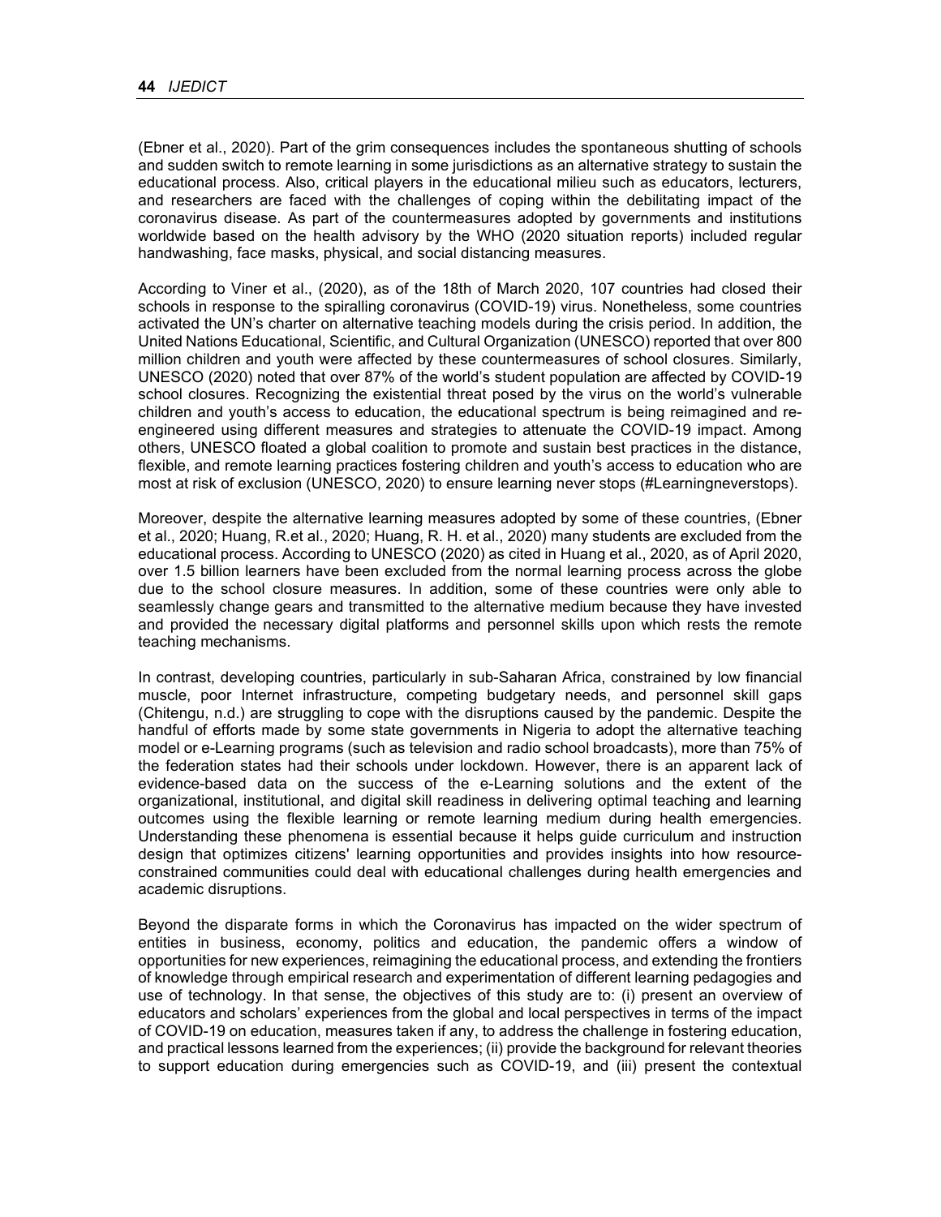(Ebner et al., 2020). Part of the grim consequences includes the spontaneous shutting of schools and sudden switch to remote learning in some jurisdictions as an alternative strategy to sustain the educational process. Also, critical players in the educational milieu such as educators, lecturers, and researchers are faced with the challenges of coping within the debilitating impact of the coronavirus disease. As part of the countermeasures adopted by governments and institutions worldwide based on the health advisory by the WHO (2020 situation reports) included regular handwashing, face masks, physical, and social distancing measures.

According to Viner et al., (2020), as of the 18th of March 2020, 107 countries had closed their schools in response to the spiralling coronavirus (COVID-19) virus. Nonetheless, some countries activated the UN's charter on alternative teaching models during the crisis period. In addition, the United Nations Educational, Scientific, and Cultural Organization (UNESCO) reported that over 800 million children and youth were affected by these countermeasures of school closures. Similarly, UNESCO (2020) noted that over 87% of the world's student population are affected by COVID-19 school closures. Recognizing the existential threat posed by the virus on the world's vulnerable children and youth's access to education, the educational spectrum is being reimagined and re-engineered using different measures and strategies to attenuate the COVID-19 impact. Among others, UNESCO floated a global coalition to promote and sustain best practices in the distance, flexible, and remote learning practices fostering children and youth's access to education who are most at risk of exclusion (UNESCO, 2020) to ensure learning never stops (#Learningneverstops).

Moreover, despite the alternative learning measures adopted by some of these countries, (Ebner et al., 2020; Huang, R.et al., 2020; Huang, R. H. et al., 2020) many students are excluded from the educational process. According to UNESCO (2020) as cited in Huang et al., 2020, as of April 2020, over 1.5 billion learners have been excluded from the normal learning process across the globe due to the school closure measures. In addition, some of these countries were only able to seamlessly change gears and transmitted to the alternative medium because they have invested and provided the necessary digital platforms and personnel skills upon which rests the remote teaching mechanisms.

In contrast, developing countries, particularly in sub-Saharan Africa, constrained by low financial muscle, poor Internet infrastructure, competing budgetary needs, and personnel skill gaps (Chitengu, n.d.) are struggling to cope with the disruptions caused by the pandemic. Despite the handful of efforts made by some state governments in Nigeria to adopt the alternative teaching model or e-Learning programs (such as television and radio school broadcasts), more than 75% of the federation states had their schools under lockdown. However, there is an apparent lack of evidence-based data on the success of the e-Learning solutions and the extent of the organizational, institutional, and digital skill readiness in delivering optimal teaching and learning outcomes using the flexible learning or remote learning medium during health emergencies. Understanding these phenomena is essential because it helps guide curriculum and instruction design that optimizes citizens' learning opportunities and provides insights into how resource-constrained communities could deal with educational challenges during health emergencies and academic disruptions.

Beyond the disparate forms in which the Coronavirus has impacted on the wider spectrum of entities in business, economy, politics and education, the pandemic offers a window of opportunities for new experiences, reimagining the educational process, and extending the frontiers of knowledge through empirical research and experimentation of different learning pedagogies and use of technology. In that sense, the objectives of this study are to: (i) present an overview of educators and scholars' experiences from the global and local perspectives in terms of the impact of COVID-19 on education, measures taken if any, to address the challenge in fostering education, and practical lessons learned from the experiences; (ii) provide the background for relevant theories to support education during emergencies such as COVID-19, and (iii) present the contextual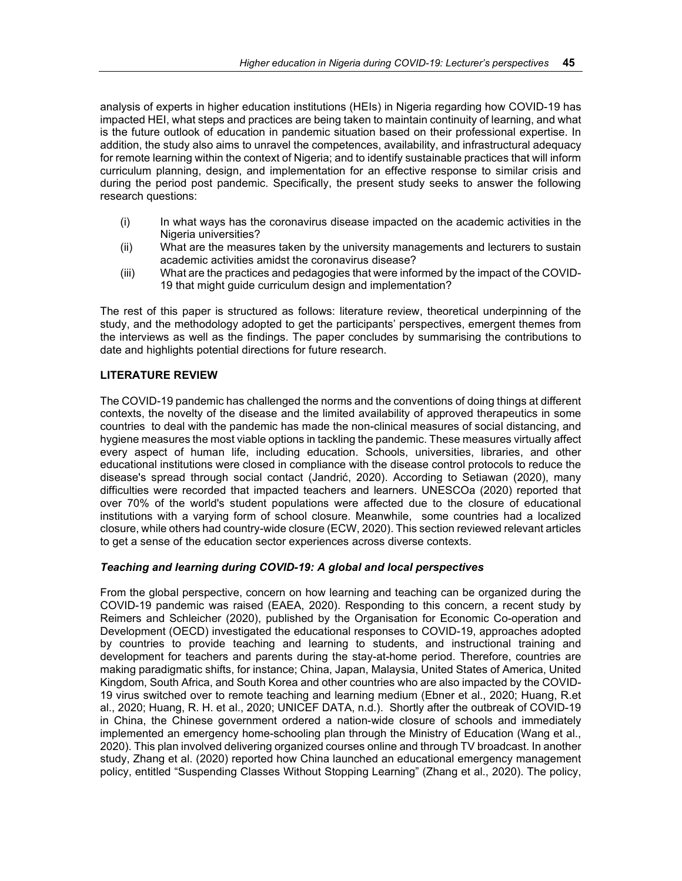analysis of experts in higher education institutions (HEIs) in Nigeria regarding how COVID-19 has impacted HEI, what steps and practices are being taken to maintain continuity of learning, and what is the future outlook of education in pandemic situation based on their professional expertise. In addition, the study also aims to unravel the competences, availability, and infrastructural adequacy for remote learning within the context of Nigeria; and to identify sustainable practices that will inform curriculum planning, design, and implementation for an effective response to similar crisis and during the period post pandemic. Specifically, the present study seeks to answer the following research questions:

(i) In what ways has the coronavirus disease impacted on the academic activities in the Nigeria universities?

(ii) What are the measures taken by the university managements and lecturers to sustain academic activities amidst the coronavirus disease?

(iii) What are the practices and pedagogies that were informed by the impact of the COVID-19 that might guide curriculum design and implementation?

The rest of this paper is structured as follows: literature review, theoretical underpinning of the study, and the methodology adopted to get the participants' perspectives, emergent themes from the interviews as well as the findings. The paper concludes by summarising the contributions to date and highlights potential directions for future research.

## LITERATURE REVIEW

The COVID-19 pandemic has challenged the norms and the conventions of doing things at different contexts, the novelty of the disease and the limited availability of approved therapeutics in some countries to deal with the pandemic has made the non-clinical measures of social distancing, and hygiene measures the most viable options in tackling the pandemic. These measures virtually affect every aspect of human life, including education. Schools, universities, libraries, and other educational institutions were closed in compliance with the disease control protocols to reduce the disease's spread through social contact (Jandrić, 2020). According to Setiawan (2020), many difficulties were recorded that impacted teachers and learners. UNESCOa (2020) reported that over 70% of the world's student populations were affected due to the closure of educational institutions with a varying form of school closure. Meanwhile, some countries had a localized closure, while others had country-wide closure (ECW, 2020). This section reviewed relevant articles to get a sense of the education sector experiences across diverse contexts.

### *Teaching and learning during COVID-19: A global and local perspectives*

From the global perspective, concern on how learning and teaching can be organized during the COVID-19 pandemic was raised (EAEA, 2020). Responding to this concern, a recent study by Reimers and Schleicher (2020), published by the Organisation for Economic Co-operation and Development (OECD) investigated the educational responses to COVID-19, approaches adopted by countries to provide teaching and learning to students, and instructional training and development for teachers and parents during the stay-at-home period. Therefore, countries are making paradigmatic shifts, for instance; China, Japan, Malaysia, United States of America, United Kingdom, South Africa, and South Korea and other countries who are also impacted by the COVID-19 virus switched over to remote teaching and learning medium (Ebner et al., 2020; Huang, R.et al., 2020; Huang, R. H. et al., 2020; UNICEF DATA, n.d.). Shortly after the outbreak of COVID-19 in China, the Chinese government ordered a nation-wide closure of schools and immediately implemented an emergency home-schooling plan through the Ministry of Education (Wang et al., 2020). This plan involved delivering organized courses online and through TV broadcast. In another study, Zhang et al. (2020) reported how China launched an educational emergency management policy, entitled "Suspending Classes Without Stopping Learning" (Zhang et al., 2020). The policy,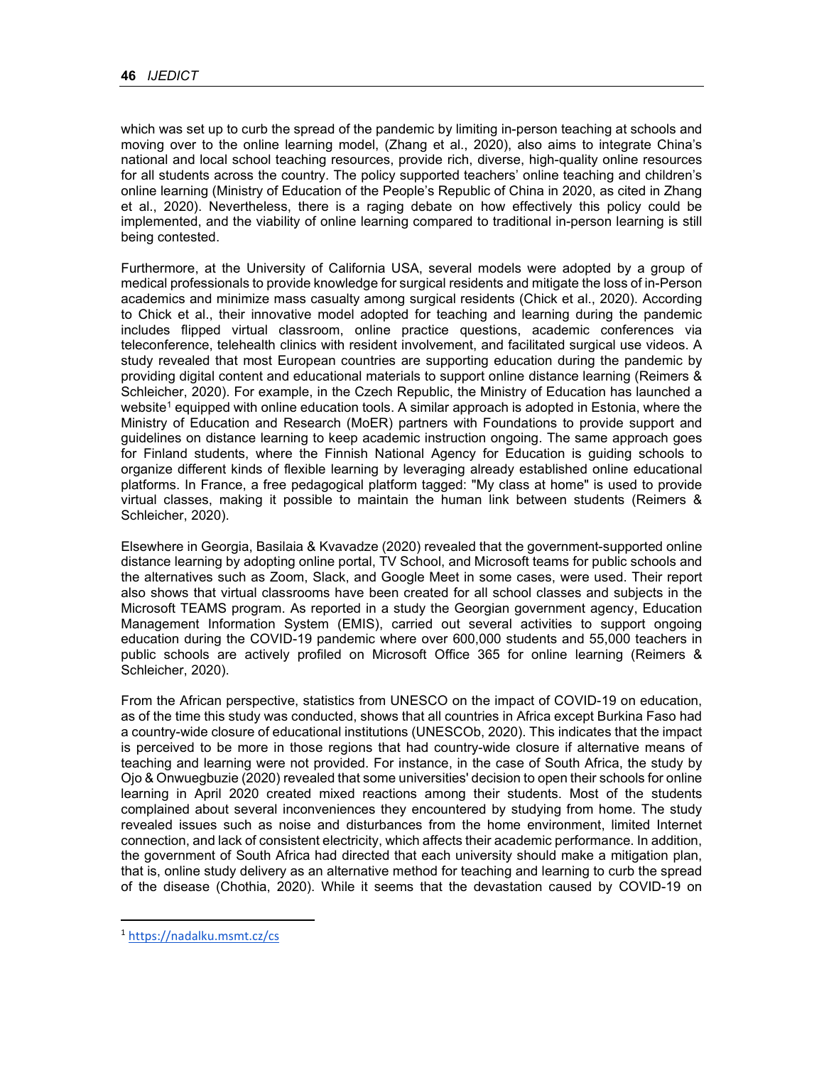which was set up to curb the spread of the pandemic by limiting in-person teaching at schools and moving over to the online learning model, (Zhang et al., 2020), also aims to integrate China's national and local school teaching resources, provide rich, diverse, high-quality online resources for all students across the country. The policy supported teachers' online teaching and children's online learning (Ministry of Education of the People's Republic of China in 2020, as cited in Zhang et al., 2020). Nevertheless, there is a raging debate on how effectively this policy could be implemented, and the viability of online learning compared to traditional in-person learning is still being contested.

Furthermore, at the University of California USA, several models were adopted by a group of medical professionals to provide knowledge for surgical residents and mitigate the loss of in-Person academics and minimize mass casualty among surgical residents (Chick et al., 2020). According to Chick et al., their innovative model adopted for teaching and learning during the pandemic includes flipped virtual classroom, online practice questions, academic conferences via teleconference, telehealth clinics with resident involvement, and facilitated surgical use videos. A study revealed that most European countries are supporting education during the pandemic by providing digital content and educational materials to support online distance learning (Reimers & Schleicher, 2020). For example, in the Czech Republic, the Ministry of Education has launched a website[1] equipped with online education tools. A similar approach is adopted in Estonia, where the Ministry of Education and Research (MoER) partners with Foundations to provide support and guidelines on distance learning to keep academic instruction ongoing. The same approach goes for Finland students, where the Finnish National Agency for Education is guiding schools to organize different kinds of flexible learning by leveraging already established online educational platforms. In France, a free pedagogical platform tagged: "My class at home" is used to provide virtual classes, making it possible to maintain the human link between students (Reimers & Schleicher, 2020).

Elsewhere in Georgia, Basilaia & Kvavadze (2020) revealed that the government-supported online distance learning by adopting online portal, TV School, and Microsoft teams for public schools and the alternatives such as Zoom, Slack, and Google Meet in some cases, were used. Their report also shows that virtual classrooms have been created for all school classes and subjects in the Microsoft TEAMS program. As reported in a study the Georgian government agency, Education Management Information System (EMIS), carried out several activities to support ongoing education during the COVID-19 pandemic where over 600,000 students and 55,000 teachers in public schools are actively profiled on Microsoft Office 365 for online learning (Reimers & Schleicher, 2020).

From the African perspective, statistics from UNESCO on the impact of COVID-19 on education, as of the time this study was conducted, shows that all countries in Africa except Burkina Faso had a country-wide closure of educational institutions (UNESCOb, 2020). This indicates that the impact is perceived to be more in those regions that had country-wide closure if alternative means of teaching and learning were not provided. For instance, in the case of South Africa, the study by Ojo & Onwuegbuzie (2020) revealed that some universities' decision to open their schools for online learning in April 2020 created mixed reactions among their students. Most of the students complained about several inconveniences they encountered by studying from home. The study revealed issues such as noise and disturbances from the home environment, limited Internet connection, and lack of consistent electricity, which affects their academic performance. In addition, the government of South Africa had directed that each university should make a mitigation plan, that is, online study delivery as an alternative method for teaching and learning to curb the spread of the disease (Chothia, 2020). While it seems that the devastation caused by COVID-19 on

[1] https://nadalku.msmt.cz/cs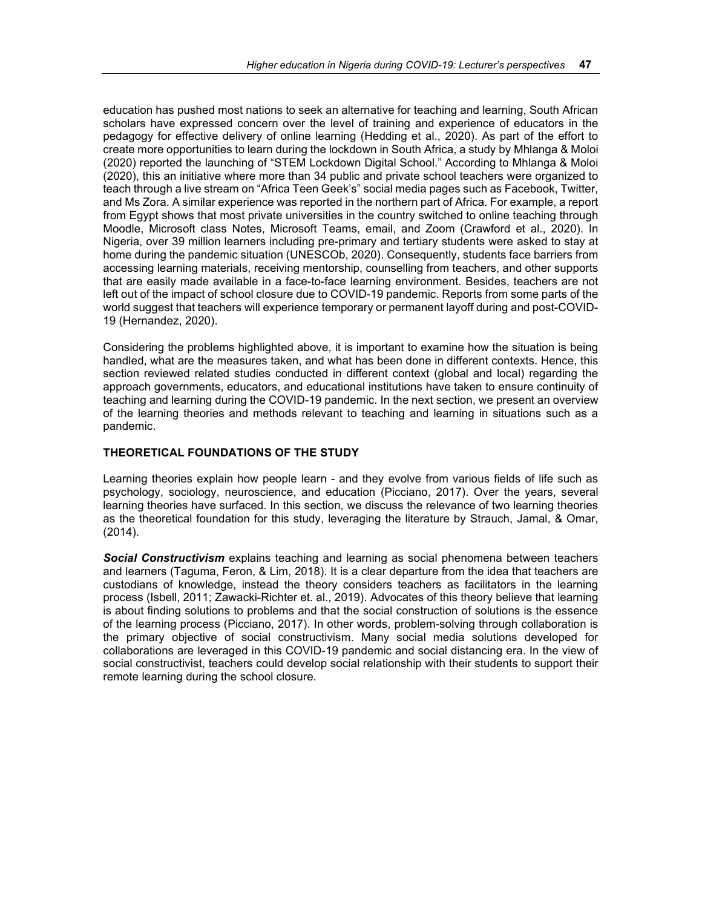education has pushed most nations to seek an alternative for teaching and learning, South African scholars have expressed concern over the level of training and experience of educators in the pedagogy for effective delivery of online learning (Hedding et al., 2020). As part of the effort to create more opportunities to learn during the lockdown in South Africa, a study by Mhlanga & Moloi (2020) reported the launching of "STEM Lockdown Digital School." According to Mhlanga & Moloi (2020), this an initiative where more than 34 public and private school teachers were organized to teach through a live stream on "Africa Teen Geek's" social media pages such as Facebook, Twitter, and Ms Zora. A similar experience was reported in the northern part of Africa. For example, a report from Egypt shows that most private universities in the country switched to online teaching through Moodle, Microsoft class Notes, Microsoft Teams, email, and Zoom (Crawford et al., 2020). In Nigeria, over 39 million learners including pre-primary and tertiary students were asked to stay at home during the pandemic situation (UNESCOb, 2020). Consequently, students face barriers from accessing learning materials, receiving mentorship, counselling from teachers, and other supports that are easily made available in a face-to-face learning environment. Besides, teachers are not left out of the impact of school closure due to COVID-19 pandemic. Reports from some parts of the world suggest that teachers will experience temporary or permanent layoff during and post-COVID-19 (Hernandez, 2020).

Considering the problems highlighted above, it is important to examine how the situation is being handled, what are the measures taken, and what has been done in different contexts. Hence, this section reviewed related studies conducted in different context (global and local) regarding the approach governments, educators, and educational institutions have taken to ensure continuity of teaching and learning during the COVID-19 pandemic. In the next section, we present an overview of the learning theories and methods relevant to teaching and learning in situations such as a pandemic.

## THEORETICAL FOUNDATIONS OF THE STUDY

Learning theories explain how people learn - and they evolve from various fields of life such as psychology, sociology, neuroscience, and education (Picciano, 2017). Over the years, several learning theories have surfaced. In this section, we discuss the relevance of two learning theories as the theoretical foundation for this study, leveraging the literature by Strauch, Jamal, & Omar, (2014).

***Social Constructivism*** explains teaching and learning as social phenomena between teachers and learners (Taguma, Feron, & Lim, 2018). It is a clear departure from the idea that teachers are custodians of knowledge, instead the theory considers teachers as facilitators in the learning process (Isbell, 2011; Zawacki-Richter et. al., 2019). Advocates of this theory believe that learning is about finding solutions to problems and that the social construction of solutions is the essence of the learning process (Picciano, 2017). In other words, problem-solving through collaboration is the primary objective of social constructivism. Many social media solutions developed for collaborations are leveraged in this COVID-19 pandemic and social distancing era. In the view of social constructivist, teachers could develop social relationship with their students to support their remote learning during the school closure.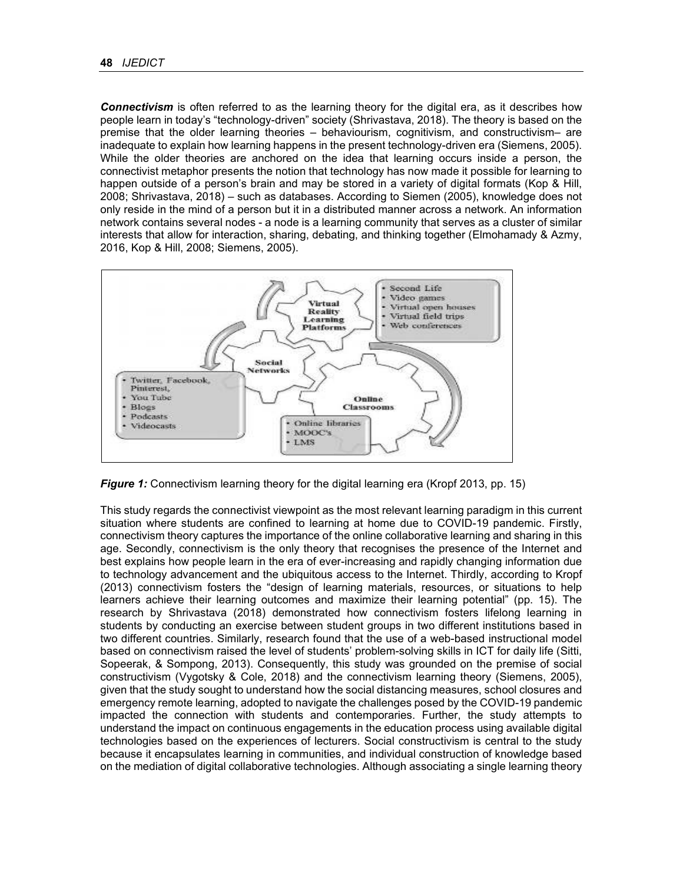***Connectivism*** is often referred to as the learning theory for the digital era, as it describes how people learn in today's "technology-driven" society (Shrivastava, 2018). The theory is based on the premise that the older learning theories – behaviourism, cognitivism, and constructivism– are inadequate to explain how learning happens in the present technology-driven era (Siemens, 2005). While the older theories are anchored on the idea that learning occurs inside a person, the connectivist metaphor presents the notion that technology has now made it possible for learning to happen outside of a person's brain and may be stored in a variety of digital formats (Kop & Hill, 2008; Shrivastava, 2018) – such as databases. According to Siemen (2005), knowledge does not only reside in the mind of a person but it in a distributed manner across a network. An information network contains several nodes - a node is a learning community that serves as a cluster of similar interests that allow for interaction, sharing, debating, and thinking together (Elmohamady & Azmy, 2016, Kop & Hill, 2008; Siemens, 2005).

***Figure 1:*** Connectivism learning theory for the digital learning era (Kropf 2013, pp. 15)

This study regards the connectivist viewpoint as the most relevant learning paradigm in this current situation where students are confined to learning at home due to COVID-19 pandemic. Firstly, connectivism theory captures the importance of the online collaborative learning and sharing in this age. Secondly, connectivism is the only theory that recognises the presence of the Internet and best explains how people learn in the era of ever-increasing and rapidly changing information due to technology advancement and the ubiquitous access to the Internet. Thirdly, according to Kropf (2013) connectivism fosters the "design of learning materials, resources, or situations to help learners achieve their learning outcomes and maximize their learning potential" (pp. 15). The research by Shrivastava (2018) demonstrated how connectivism fosters lifelong learning in students by conducting an exercise between student groups in two different institutions based in two different countries. Similarly, research found that the use of a web-based instructional model based on connectivism raised the level of students' problem-solving skills in ICT for daily life (Sitti, Sopeerak, & Sompong, 2013). Consequently, this study was grounded on the premise of social constructivism (Vygotsky & Cole, 2018) and the connectivism learning theory (Siemens, 2005), given that the study sought to understand how the social distancing measures, school closures and emergency remote learning, adopted to navigate the challenges posed by the COVID-19 pandemic impacted the connection with students and contemporaries. Further, the study attempts to understand the impact on continuous engagements in the education process using available digital technologies based on the experiences of lecturers. Social constructivism is central to the study because it encapsulates learning in communities, and individual construction of knowledge based on the mediation of digital collaborative technologies. Although associating a single learning theory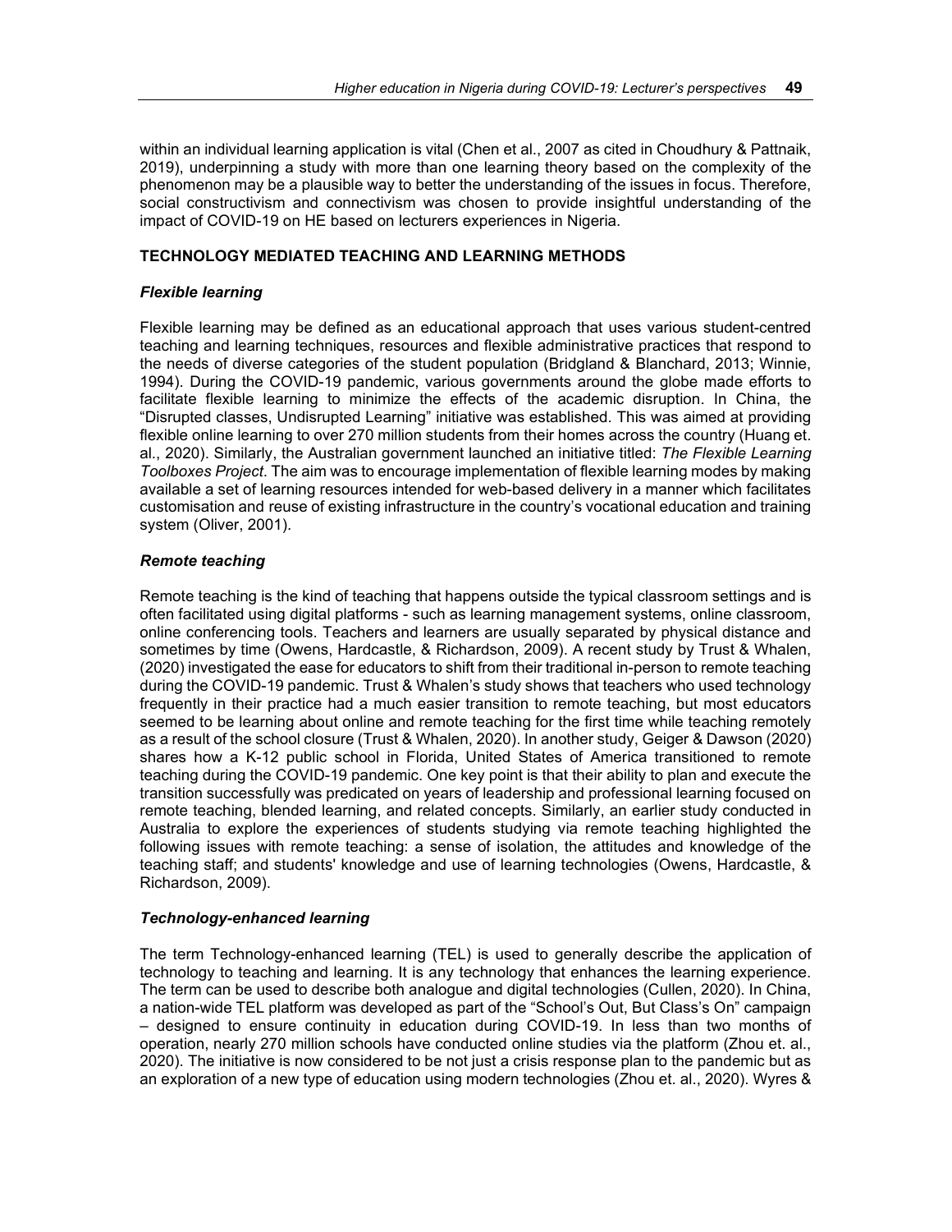within an individual learning application is vital (Chen et al., 2007 as cited in Choudhury & Pattnaik, 2019), underpinning a study with more than one learning theory based on the complexity of the phenomenon may be a plausible way to better the understanding of the issues in focus. Therefore, social constructivism and connectivism was chosen to provide insightful understanding of the impact of COVID-19 on HE based on lecturers experiences in Nigeria.

## TECHNOLOGY MEDIATED TEACHING AND LEARNING METHODS

### *Flexible learning*

Flexible learning may be defined as an educational approach that uses various student-centred teaching and learning techniques, resources and flexible administrative practices that respond to the needs of diverse categories of the student population (Bridgland & Blanchard, 2013; Winnie, 1994). During the COVID-19 pandemic, various governments around the globe made efforts to facilitate flexible learning to minimize the effects of the academic disruption. In China, the "Disrupted classes, Undisrupted Learning" initiative was established. This was aimed at providing flexible online learning to over 270 million students from their homes across the country (Huang et. al., 2020). Similarly, the Australian government launched an initiative titled: *The Flexible Learning Toolboxes Project*. The aim was to encourage implementation of flexible learning modes by making available a set of learning resources intended for web-based delivery in a manner which facilitates customisation and reuse of existing infrastructure in the country's vocational education and training system (Oliver, 2001).

### *Remote teaching*

Remote teaching is the kind of teaching that happens outside the typical classroom settings and is often facilitated using digital platforms - such as learning management systems, online classroom, online conferencing tools. Teachers and learners are usually separated by physical distance and sometimes by time (Owens, Hardcastle, & Richardson, 2009). A recent study by Trust & Whalen, (2020) investigated the ease for educators to shift from their traditional in-person to remote teaching during the COVID-19 pandemic. Trust & Whalen's study shows that teachers who used technology frequently in their practice had a much easier transition to remote teaching, but most educators seemed to be learning about online and remote teaching for the first time while teaching remotely as a result of the school closure (Trust & Whalen, 2020). In another study, Geiger & Dawson (2020) shares how a K-12 public school in Florida, United States of America transitioned to remote teaching during the COVID-19 pandemic. One key point is that their ability to plan and execute the transition successfully was predicated on years of leadership and professional learning focused on remote teaching, blended learning, and related concepts. Similarly, an earlier study conducted in Australia to explore the experiences of students studying via remote teaching highlighted the following issues with remote teaching: a sense of isolation, the attitudes and knowledge of the teaching staff; and students' knowledge and use of learning technologies (Owens, Hardcastle, & Richardson, 2009).

### *Technology-enhanced learning*

The term Technology-enhanced learning (TEL) is used to generally describe the application of technology to teaching and learning. It is any technology that enhances the learning experience. The term can be used to describe both analogue and digital technologies (Cullen, 2020). In China, a nation-wide TEL platform was developed as part of the "School's Out, But Class's On" campaign – designed to ensure continuity in education during COVID-19. In less than two months of operation, nearly 270 million schools have conducted online studies via the platform (Zhou et. al., 2020). The initiative is now considered to be not just a crisis response plan to the pandemic but as an exploration of a new type of education using modern technologies (Zhou et. al., 2020). Wyres &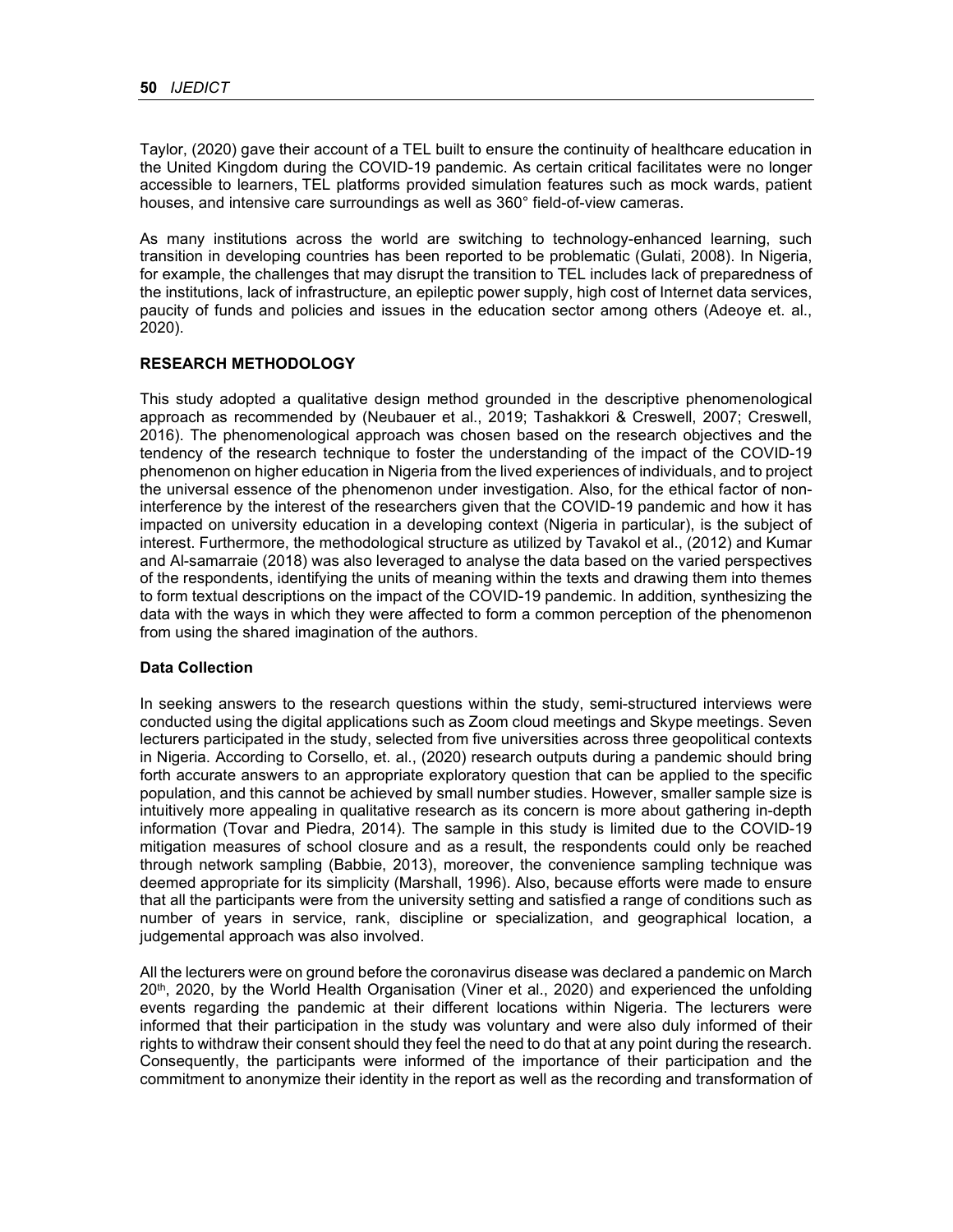Taylor, (2020) gave their account of a TEL built to ensure the continuity of healthcare education in the United Kingdom during the COVID-19 pandemic. As certain critical facilitates were no longer accessible to learners, TEL platforms provided simulation features such as mock wards, patient houses, and intensive care surroundings as well as 360° field-of-view cameras.

As many institutions across the world are switching to technology-enhanced learning, such transition in developing countries has been reported to be problematic (Gulati, 2008). In Nigeria, for example, the challenges that may disrupt the transition to TEL includes lack of preparedness of the institutions, lack of infrastructure, an epileptic power supply, high cost of Internet data services, paucity of funds and policies and issues in the education sector among others (Adeoye et. al., 2020).

## RESEARCH METHODOLOGY

This study adopted a qualitative design method grounded in the descriptive phenomenological approach as recommended by (Neubauer et al., 2019; Tashakkori & Creswell, 2007; Creswell, 2016). The phenomenological approach was chosen based on the research objectives and the tendency of the research technique to foster the understanding of the impact of the COVID-19 phenomenon on higher education in Nigeria from the lived experiences of individuals, and to project the universal essence of the phenomenon under investigation. Also, for the ethical factor of non-interference by the interest of the researchers given that the COVID-19 pandemic and how it has impacted on university education in a developing context (Nigeria in particular), is the subject of interest. Furthermore, the methodological structure as utilized by Tavakol et al., (2012) and Kumar and Al-samarraie (2018) was also leveraged to analyse the data based on the varied perspectives of the respondents, identifying the units of meaning within the texts and drawing them into themes to form textual descriptions on the impact of the COVID-19 pandemic. In addition, synthesizing the data with the ways in which they were affected to form a common perception of the phenomenon from using the shared imagination of the authors.

### Data Collection

In seeking answers to the research questions within the study, semi-structured interviews were conducted using the digital applications such as Zoom cloud meetings and Skype meetings. Seven lecturers participated in the study, selected from five universities across three geopolitical contexts in Nigeria. According to Corsello, et. al., (2020) research outputs during a pandemic should bring forth accurate answers to an appropriate exploratory question that can be applied to the specific population, and this cannot be achieved by small number studies. However, smaller sample size is intuitively more appealing in qualitative research as its concern is more about gathering in-depth information (Tovar and Piedra, 2014). The sample in this study is limited due to the COVID-19 mitigation measures of school closure and as a result, the respondents could only be reached through network sampling (Babbie, 2013), moreover, the convenience sampling technique was deemed appropriate for its simplicity (Marshall, 1996). Also, because efforts were made to ensure that all the participants were from the university setting and satisfied a range of conditions such as number of years in service, rank, discipline or specialization, and geographical location, a judgemental approach was also involved.

All the lecturers were on ground before the coronavirus disease was declared a pandemic on March 20th, 2020, by the World Health Organisation (Viner et al., 2020) and experienced the unfolding events regarding the pandemic at their different locations within Nigeria. The lecturers were informed that their participation in the study was voluntary and were also duly informed of their rights to withdraw their consent should they feel the need to do that at any point during the research. Consequently, the participants were informed of the importance of their participation and the commitment to anonymize their identity in the report as well as the recording and transformation of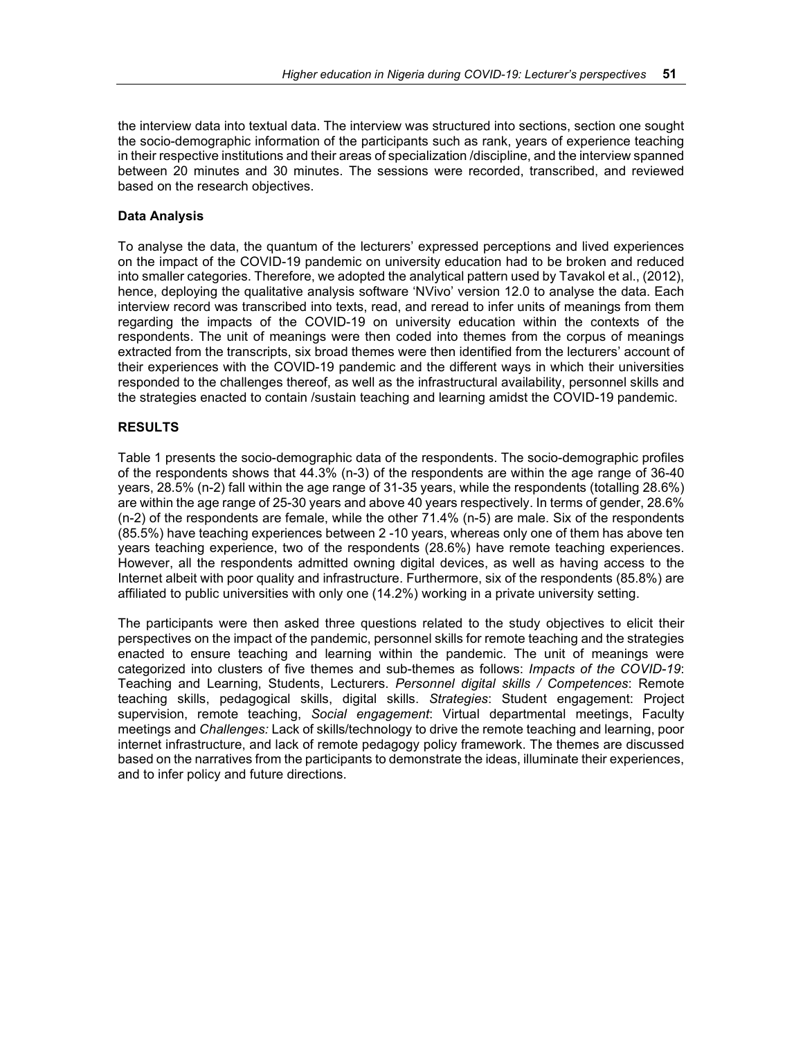the interview data into textual data. The interview was structured into sections, section one sought the socio-demographic information of the participants such as rank, years of experience teaching in their respective institutions and their areas of specialization /discipline, and the interview spanned between 20 minutes and 30 minutes. The sessions were recorded, transcribed, and reviewed based on the research objectives.

**Data Analysis**

To analyse the data, the quantum of the lecturers' expressed perceptions and lived experiences on the impact of the COVID-19 pandemic on university education had to be broken and reduced into smaller categories. Therefore, we adopted the analytical pattern used by Tavakol et al., (2012), hence, deploying the qualitative analysis software 'NVivo' version 12.0 to analyse the data. Each interview record was transcribed into texts, read, and reread to infer units of meanings from them regarding the impacts of the COVID-19 on university education within the contexts of the respondents. The unit of meanings were then coded into themes from the corpus of meanings extracted from the transcripts, six broad themes were then identified from the lecturers' account of their experiences with the COVID-19 pandemic and the different ways in which their universities responded to the challenges thereof, as well as the infrastructural availability, personnel skills and the strategies enacted to contain /sustain teaching and learning amidst the COVID-19 pandemic.

**RESULTS**

Table 1 presents the socio-demographic data of the respondents. The socio-demographic profiles of the respondents shows that 44.3% (n-3) of the respondents are within the age range of 36-40 years, 28.5% (n-2) fall within the age range of 31-35 years, while the respondents (totalling 28.6%) are within the age range of 25-30 years and above 40 years respectively. In terms of gender, 28.6% (n-2) of the respondents are female, while the other 71.4% (n-5) are male. Six of the respondents (85.5%) have teaching experiences between 2 -10 years, whereas only one of them has above ten years teaching experience, two of the respondents (28.6%) have remote teaching experiences. However, all the respondents admitted owning digital devices, as well as having access to the Internet albeit with poor quality and infrastructure. Furthermore, six of the respondents (85.8%) are affiliated to public universities with only one (14.2%) working in a private university setting.

The participants were then asked three questions related to the study objectives to elicit their perspectives on the impact of the pandemic, personnel skills for remote teaching and the strategies enacted to ensure teaching and learning within the pandemic. The unit of meanings were categorized into clusters of five themes and sub-themes as follows: *Impacts of the COVID-19*: Teaching and Learning, Students, Lecturers. *Personnel digital skills / Competences*: Remote teaching skills, pedagogical skills, digital skills. *Strategies*: Student engagement: Project supervision, remote teaching, *Social engagement*: Virtual departmental meetings, Faculty meetings and *Challenges:* Lack of skills/technology to drive the remote teaching and learning, poor internet infrastructure, and lack of remote pedagogy policy framework. The themes are discussed based on the narratives from the participants to demonstrate the ideas, illuminate their experiences, and to infer policy and future directions.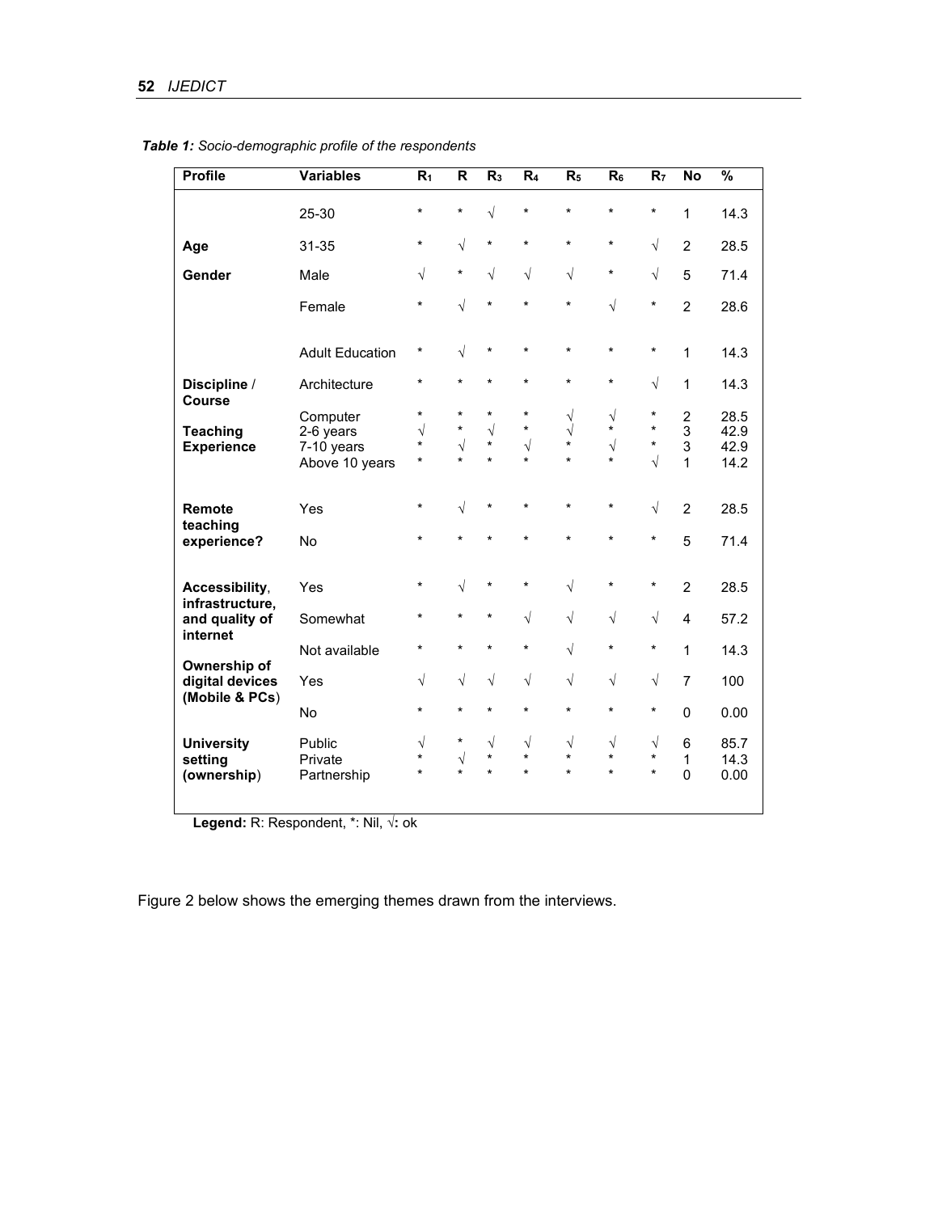*Table 1: Socio-demographic profile of the respondents*

| Profile | Variables | $R_1$ | R | $R_3$ | $R_4$ | $R_5$ | $R_6$ | $R_7$ | No | % |
|---|---|---|---|---|---|---|---|---|---|---|
| | 25-30 | * | * | √ | * | * | * | * | 1 | 14.3 |
| **Age** | 31-35 | * | √ | * | * | * | * | √ | 2 | 28.5 |
| **Gender** | Male | √ | * | √ | √ | √ | * | √ | 5 | 71.4 |
| | Female | * | √ | * | * | * | √ | * | 2 | 28.6 |
| | Adult Education | * | √ | * | * | * | * | * | 1 | 14.3 |
| **Discipline** / **Course** | Architecture | * | * | * | * | * | * | √ | 1 | 14.3 |
| | Computer | * | * | * | * | √ | √ | * | 2 | 28.5 |
| **Teaching Experience** | 2-6 years | √ | * | √ | * | √ | * | * | 3 | 42.9 |
| | 7-10 years | * | √ | * | √ | * | √ | * | 3 | 42.9 |
| | Above 10 years | * | * | * | * | * | * | √ | 1 | 14.2 |
| **Remote teaching experience?** | Yes | * | √ | * | * | * | * | √ | 2 | 28.5 |
| | No | * | * | * | * | * | * | * | 5 | 71.4 |
| **Accessibility**, **infrastructure, and quality of internet** | Yes | * | √ | * | * | √ | * | * | 2 | 28.5 |
| | Somewhat | * | * | * | √ | √ | √ | √ | 4 | 57.2 |
| | Not available | * | * | * | * | √ | * | * | 1 | 14.3 |
| **Ownership of digital devices (Mobile & PCs**) | Yes | √ | √ | √ | √ | √ | √ | √ | 7 | 100 |
| | No | * | * | * | * | * | * | * | 0 | 0.00 |
| **University setting (ownership**) | Public | √ | * | √ | √ | √ | √ | √ | 6 | 85.7 |
| | Private | * | √ | * | * | * | * | * | 1 | 14.3 |
| | Partnership | * | * | * | * | * | * | * | 0 | 0.00 |

**Legend:** R: Respondent, *: Nil, √**:** ok

Figure 2 below shows the emerging themes drawn from the interviews.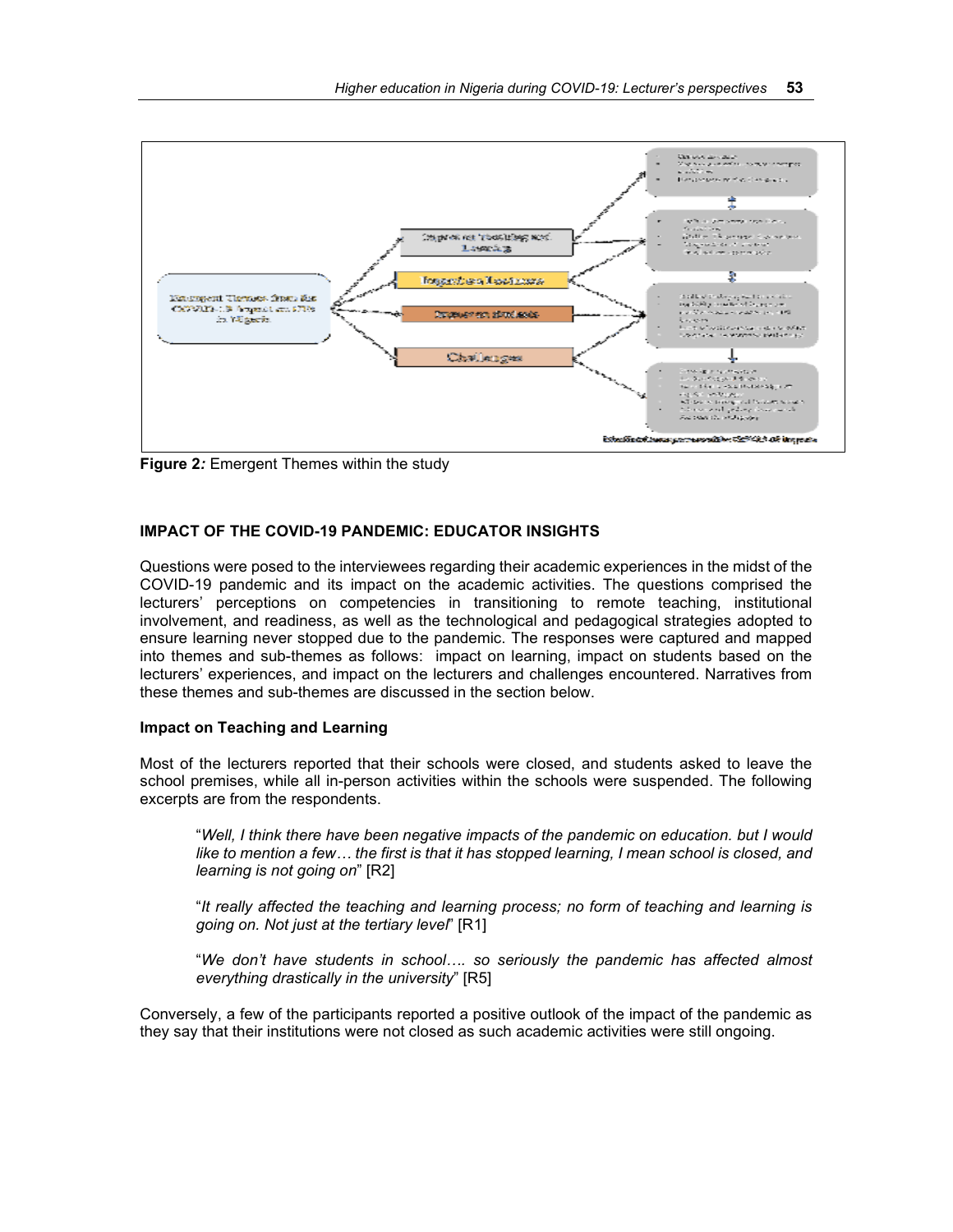**Figure 2:** Emergent Themes within the study

## IMPACT OF THE COVID-19 PANDEMIC: EDUCATOR INSIGHTS

Questions were posed to the interviewees regarding their academic experiences in the midst of the COVID-19 pandemic and its impact on the academic activities. The questions comprised the lecturers' perceptions on competencies in transitioning to remote teaching, institutional involvement, and readiness, as well as the technological and pedagogical strategies adopted to ensure learning never stopped due to the pandemic. The responses were captured and mapped into themes and sub-themes as follows: impact on learning, impact on students based on the lecturers' experiences, and impact on the lecturers and challenges encountered. Narratives from these themes and sub-themes are discussed in the section below.

### Impact on Teaching and Learning

Most of the lecturers reported that their schools were closed, and students asked to leave the school premises, while all in-person activities within the schools were suspended. The following excerpts are from the respondents.

> "*Well, I think there have been negative impacts of the pandemic on education. but I would like to mention a few… the first is that it has stopped learning, I mean school is closed, and learning is not going on*" [R2]

> "*It really affected the teaching and learning process; no form of teaching and learning is going on. Not just at the tertiary level*" [R1]

> "*We don't have students in school…. so seriously the pandemic has affected almost everything drastically in the university*" [R5]

Conversely, a few of the participants reported a positive outlook of the impact of the pandemic as they say that their institutions were not closed as such academic activities were still ongoing.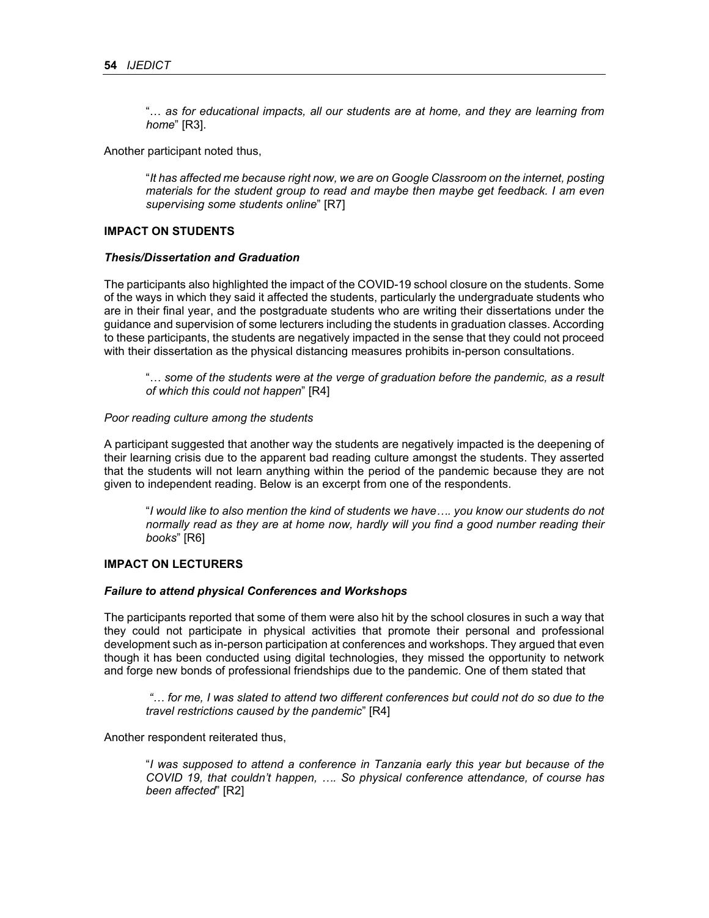"… *as for educational impacts, all our students are at home, and they are learning from home*" [R3].

Another participant noted thus,

> "*It has affected me because right now, we are on Google Classroom on the internet, posting materials for the student group to read and maybe then maybe get feedback. I am even supervising some students online*" [R7]

## IMPACT ON STUDENTS

### *Thesis/Dissertation and Graduation*

The participants also highlighted the impact of the COVID-19 school closure on the students. Some of the ways in which they said it affected the students, particularly the undergraduate students who are in their final year, and the postgraduate students who are writing their dissertations under the guidance and supervision of some lecturers including the students in graduation classes. According to these participants, the students are negatively impacted in the sense that they could not proceed with their dissertation as the physical distancing measures prohibits in-person consultations.

> "… *some of the students were at the verge of graduation before the pandemic, as a result of which this could not happen*" [R4]

*Poor reading culture among the students*

A participant suggested that another way the students are negatively impacted is the deepening of their learning crisis due to the apparent bad reading culture amongst the students. They asserted that the students will not learn anything within the period of the pandemic because they are not given to independent reading. Below is an excerpt from one of the respondents.

> "*I would like to also mention the kind of students we have…. you know our students do not normally read as they are at home now, hardly will you find a good number reading their books*" [R6]

## IMPACT ON LECTURERS

### *Failure to attend physical Conferences and Workshops*

The participants reported that some of them were also hit by the school closures in such a way that they could not participate in physical activities that promote their personal and professional development such as in-person participation at conferences and workshops. They argued that even though it has been conducted using digital technologies, they missed the opportunity to network and forge new bonds of professional friendships due to the pandemic. One of them stated that

> "*… for me, I was slated to attend two different conferences but could not do so due to the travel restrictions caused by the pandemic*" [R4]

Another respondent reiterated thus,

> "*I was supposed to attend a conference in Tanzania early this year but because of the COVID 19, that couldn't happen, …. So physical conference attendance, of course has been affected*" [R2]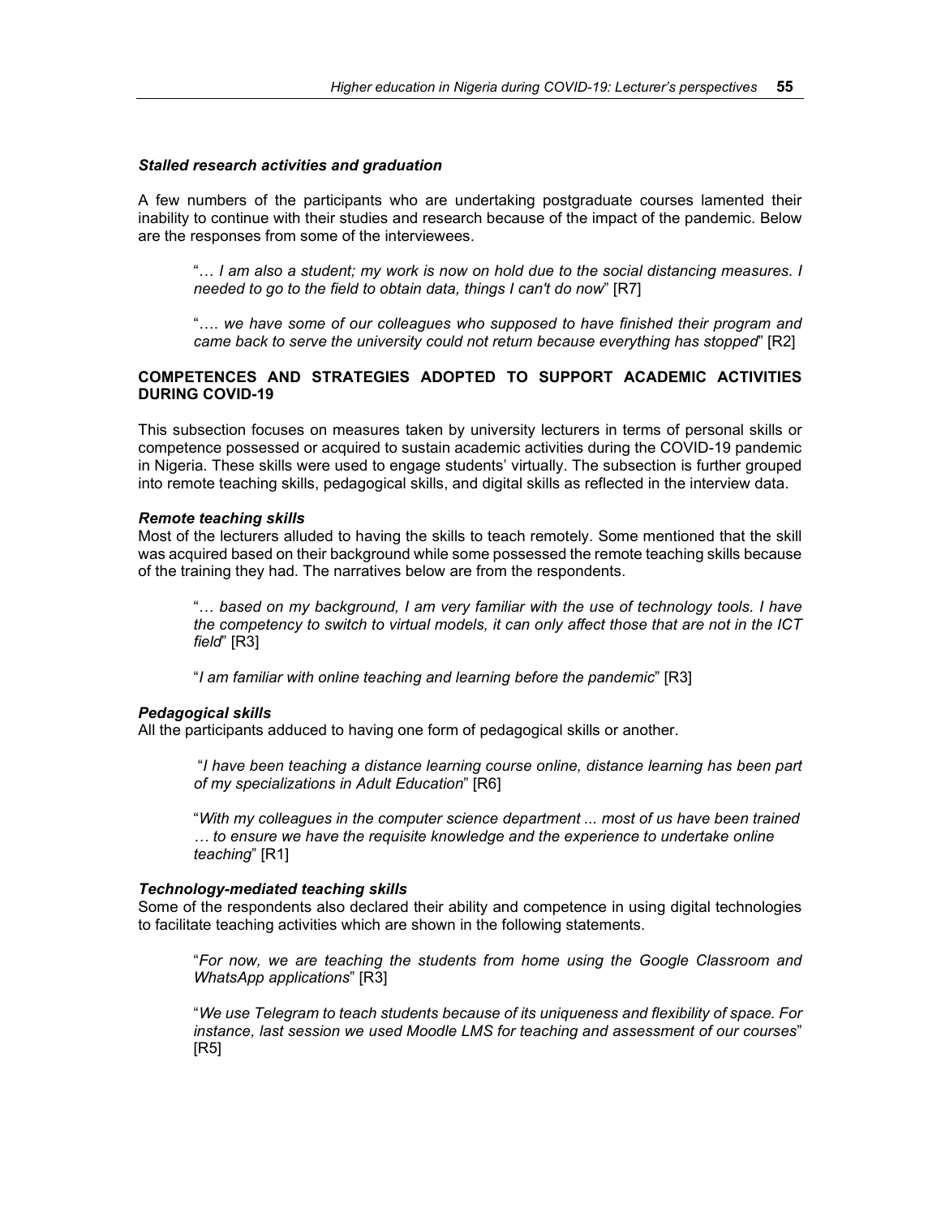### *Stalled research activities and graduation*

A few numbers of the participants who are undertaking postgraduate courses lamented their inability to continue with their studies and research because of the impact of the pandemic. Below are the responses from some of the interviewees.

> "… *I am also a student; my work is now on hold due to the social distancing measures. I needed to go to the field to obtain data, things I can't do now*" [R7]

> "…. *we have some of our colleagues who supposed to have finished their program and came back to serve the university could not return because everything has stopped*" [R2]

## COMPETENCES AND STRATEGIES ADOPTED TO SUPPORT ACADEMIC ACTIVITIES DURING COVID-19

This subsection focuses on measures taken by university lecturers in terms of personal skills or competence possessed or acquired to sustain academic activities during the COVID-19 pandemic in Nigeria. These skills were used to engage students' virtually. The subsection is further grouped into remote teaching skills, pedagogical skills, and digital skills as reflected in the interview data.

### *Remote teaching skills*

Most of the lecturers alluded to having the skills to teach remotely. Some mentioned that the skill was acquired based on their background while some possessed the remote teaching skills because of the training they had. The narratives below are from the respondents.

> "… *based on my background, I am very familiar with the use of technology tools. I have the competency to switch to virtual models, it can only affect those that are not in the ICT field*" [R3]

> "*I am familiar with online teaching and learning before the pandemic*" [R3]

### *Pedagogical skills*

All the participants adduced to having one form of pedagogical skills or another.

> "*I have been teaching a distance learning course online, distance learning has been part of my specializations in Adult Education*" [R6]

> "*With my colleagues in the computer science department ... most of us have been trained … to ensure we have the requisite knowledge and the experience to undertake online teaching*" [R1]

### *Technology-mediated teaching skills*

Some of the respondents also declared their ability and competence in using digital technologies to facilitate teaching activities which are shown in the following statements.

> "*For now, we are teaching the students from home using the Google Classroom and WhatsApp applications*" [R3]

> "*We use Telegram to teach students because of its uniqueness and flexibility of space. For instance, last session we used Moodle LMS for teaching and assessment of our courses*" [R5]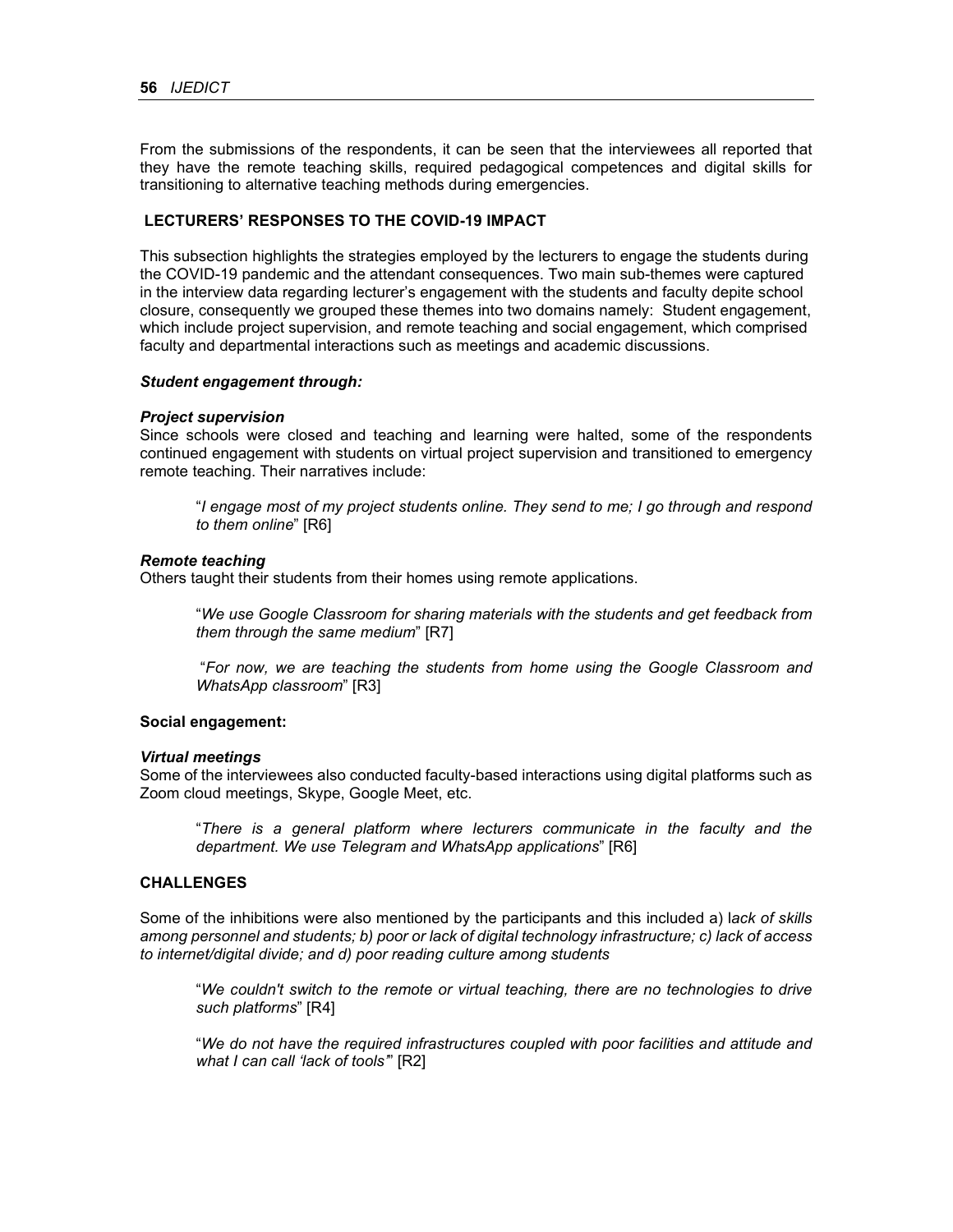From the submissions of the respondents, it can be seen that the interviewees all reported that they have the remote teaching skills, required pedagogical competences and digital skills for transitioning to alternative teaching methods during emergencies.

## LECTURERS' RESPONSES TO THE COVID-19 IMPACT

This subsection highlights the strategies employed by the lecturers to engage the students during the COVID-19 pandemic and the attendant consequences. Two main sub-themes were captured in the interview data regarding lecturer's engagement with the students and faculty depite school closure, consequently we grouped these themes into two domains namely: Student engagement, which include project supervision, and remote teaching and social engagement, which comprised faculty and departmental interactions such as meetings and academic discussions.

***Student engagement through:***

***Project supervision***

Since schools were closed and teaching and learning were halted, some of the respondents continued engagement with students on virtual project supervision and transitioned to emergency remote teaching. Their narratives include:

> "*I engage most of my project students online. They send to me; I go through and respond to them online*" [R6]

***Remote teaching***

Others taught their students from their homes using remote applications.

> "*We use Google Classroom for sharing materials with the students and get feedback from them through the same medium*" [R7]

> "*For now, we are teaching the students from home using the Google Classroom and WhatsApp classroom*" [R3]

**Social engagement:**

***Virtual meetings***

Some of the interviewees also conducted faculty-based interactions using digital platforms such as Zoom cloud meetings, Skype, Google Meet, etc.

> "*There is a general platform where lecturers communicate in the faculty and the department. We use Telegram and WhatsApp applications*" [R6]

## CHALLENGES

Some of the inhibitions were also mentioned by the participants and this included a) l*ack of skills among personnel and students; b) poor or lack of digital technology infrastructure; c) lack of access to internet/digital divide; and d) poor reading culture among students*

> "*We couldn't switch to the remote or virtual teaching, there are no technologies to drive such platforms*" [R4]

> "*We do not have the required infrastructures coupled with poor facilities and attitude and what I can call 'lack of tools'*" [R2]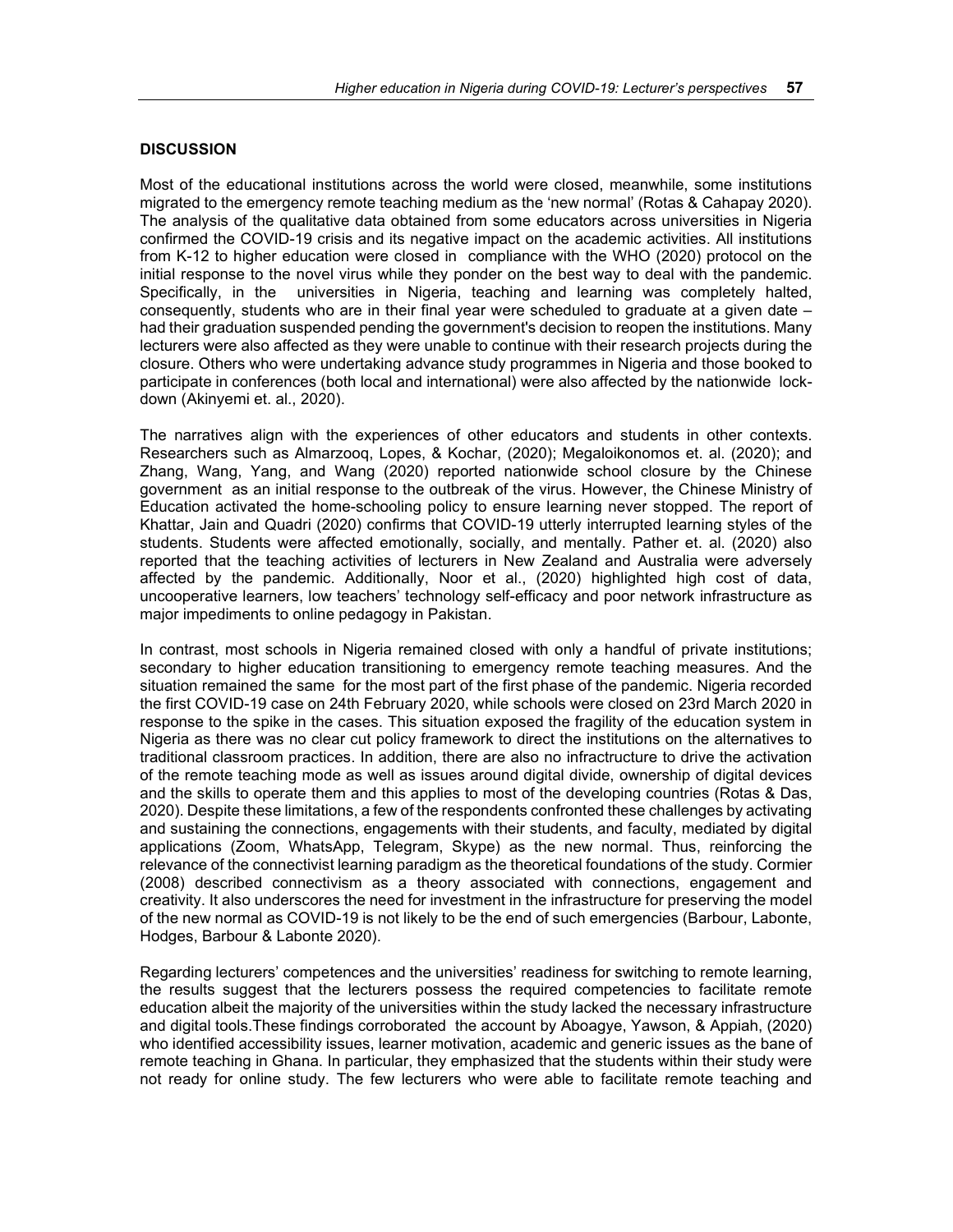## DISCUSSION

Most of the educational institutions across the world were closed, meanwhile, some institutions migrated to the emergency remote teaching medium as the 'new normal' (Rotas & Cahapay 2020). The analysis of the qualitative data obtained from some educators across universities in Nigeria confirmed the COVID-19 crisis and its negative impact on the academic activities. All institutions from K-12 to higher education were closed in compliance with the WHO (2020) protocol on the initial response to the novel virus while they ponder on the best way to deal with the pandemic. Specifically, in the universities in Nigeria, teaching and learning was completely halted, consequently, students who are in their final year were scheduled to graduate at a given date – had their graduation suspended pending the government's decision to reopen the institutions. Many lecturers were also affected as they were unable to continue with their research projects during the closure. Others who were undertaking advance study programmes in Nigeria and those booked to participate in conferences (both local and international) were also affected by the nationwide lock-down (Akinyemi et. al., 2020).

The narratives align with the experiences of other educators and students in other contexts. Researchers such as Almarzooq, Lopes, & Kochar, (2020); Megaloikonomos et. al. (2020); and Zhang, Wang, Yang, and Wang (2020) reported nationwide school closure by the Chinese government as an initial response to the outbreak of the virus. However, the Chinese Ministry of Education activated the home-schooling policy to ensure learning never stopped. The report of Khattar, Jain and Quadri (2020) confirms that COVID-19 utterly interrupted learning styles of the students. Students were affected emotionally, socially, and mentally. Pather et. al. (2020) also reported that the teaching activities of lecturers in New Zealand and Australia were adversely affected by the pandemic. Additionally, Noor et al., (2020) highlighted high cost of data, uncooperative learners, low teachers' technology self-efficacy and poor network infrastructure as major impediments to online pedagogy in Pakistan.

In contrast, most schools in Nigeria remained closed with only a handful of private institutions; secondary to higher education transitioning to emergency remote teaching measures. And the situation remained the same for the most part of the first phase of the pandemic. Nigeria recorded the first COVID-19 case on 24th February 2020, while schools were closed on 23rd March 2020 in response to the spike in the cases. This situation exposed the fragility of the education system in Nigeria as there was no clear cut policy framework to direct the institutions on the alternatives to traditional classroom practices. In addition, there are also no infractructure to drive the activation of the remote teaching mode as well as issues around digital divide, ownership of digital devices and the skills to operate them and this applies to most of the developing countries (Rotas & Das, 2020). Despite these limitations, a few of the respondents confronted these challenges by activating and sustaining the connections, engagements with their students, and faculty, mediated by digital applications (Zoom, WhatsApp, Telegram, Skype) as the new normal. Thus, reinforcing the relevance of the connectivist learning paradigm as the theoretical foundations of the study. Cormier (2008) described connectivism as a theory associated with connections, engagement and creativity. It also underscores the need for investment in the infrastructure for preserving the model of the new normal as COVID-19 is not likely to be the end of such emergencies (Barbour, Labonte, Hodges, Barbour & Labonte 2020).

Regarding lecturers' competences and the universities' readiness for switching to remote learning, the results suggest that the lecturers possess the required competencies to facilitate remote education albeit the majority of the universities within the study lacked the necessary infrastructure and digital tools.These findings corroborated the account by Aboagye, Yawson, & Appiah, (2020) who identified accessibility issues, learner motivation, academic and generic issues as the bane of remote teaching in Ghana. In particular, they emphasized that the students within their study were not ready for online study. The few lecturers who were able to facilitate remote teaching and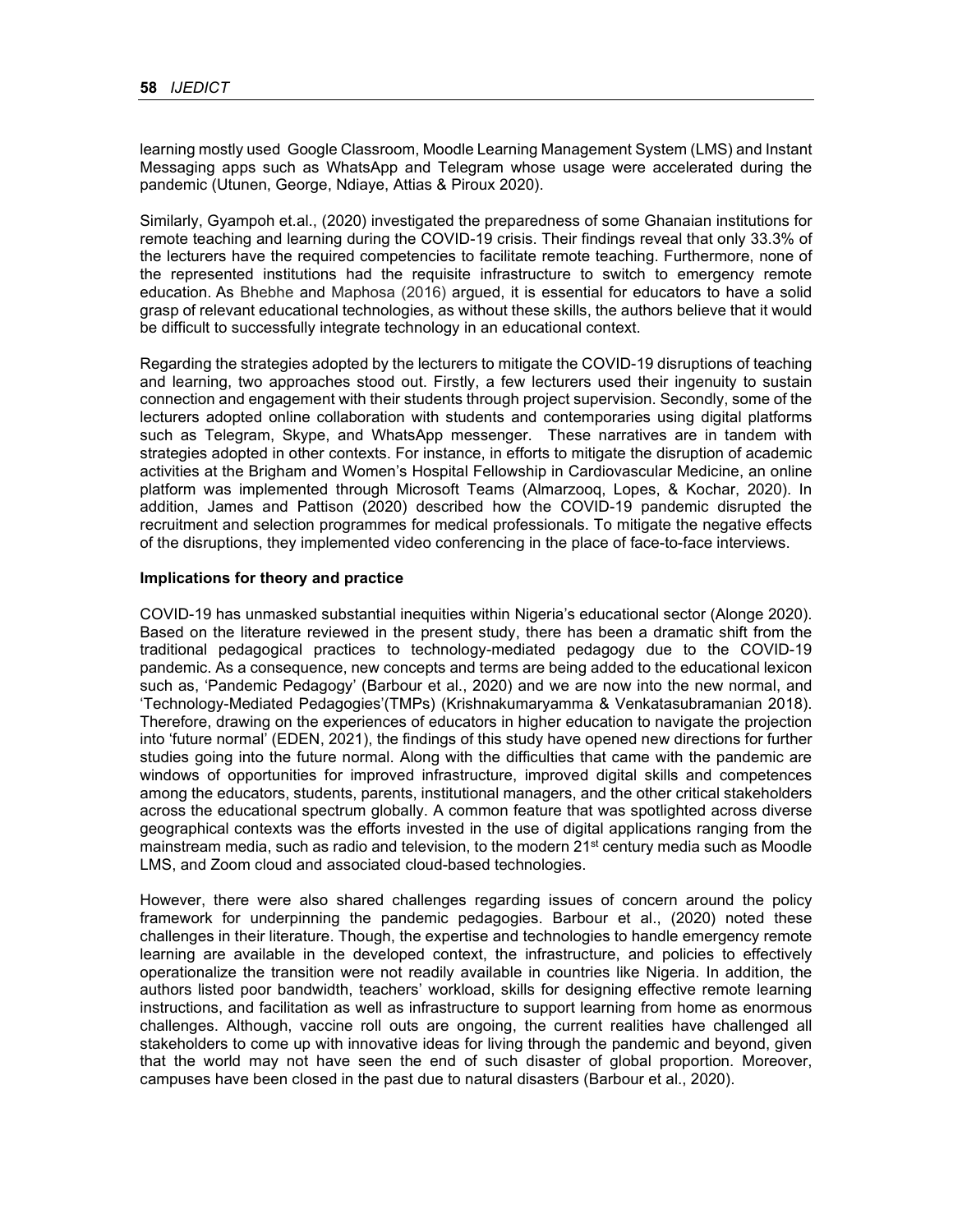learning mostly used Google Classroom, Moodle Learning Management System (LMS) and Instant Messaging apps such as WhatsApp and Telegram whose usage were accelerated during the pandemic (Utunen, George, Ndiaye, Attias & Piroux 2020).

Similarly, Gyampoh et.al., (2020) investigated the preparedness of some Ghanaian institutions for remote teaching and learning during the COVID-19 crisis. Their findings reveal that only 33.3% of the lecturers have the required competencies to facilitate remote teaching. Furthermore, none of the represented institutions had the requisite infrastructure to switch to emergency remote education. As Bhebhe and Maphosa (2016) argued, it is essential for educators to have a solid grasp of relevant educational technologies, as without these skills, the authors believe that it would be difficult to successfully integrate technology in an educational context.

Regarding the strategies adopted by the lecturers to mitigate the COVID-19 disruptions of teaching and learning, two approaches stood out. Firstly, a few lecturers used their ingenuity to sustain connection and engagement with their students through project supervision. Secondly, some of the lecturers adopted online collaboration with students and contemporaries using digital platforms such as Telegram, Skype, and WhatsApp messenger. These narratives are in tandem with strategies adopted in other contexts. For instance, in efforts to mitigate the disruption of academic activities at the Brigham and Women's Hospital Fellowship in Cardiovascular Medicine, an online platform was implemented through Microsoft Teams (Almarzooq, Lopes, & Kochar, 2020). In addition, James and Pattison (2020) described how the COVID-19 pandemic disrupted the recruitment and selection programmes for medical professionals. To mitigate the negative effects of the disruptions, they implemented video conferencing in the place of face-to-face interviews.

**Implications for theory and practice**

COVID-19 has unmasked substantial inequities within Nigeria's educational sector (Alonge 2020). Based on the literature reviewed in the present study, there has been a dramatic shift from the traditional pedagogical practices to technology-mediated pedagogy due to the COVID-19 pandemic. As a consequence, new concepts and terms are being added to the educational lexicon such as, 'Pandemic Pedagogy' (Barbour et al., 2020) and we are now into the new normal, and 'Technology-Mediated Pedagogies'(TMPs) (Krishnakumaryamma & Venkatasubramanian 2018). Therefore, drawing on the experiences of educators in higher education to navigate the projection into 'future normal' (EDEN, 2021), the findings of this study have opened new directions for further studies going into the future normal. Along with the difficulties that came with the pandemic are windows of opportunities for improved infrastructure, improved digital skills and competences among the educators, students, parents, institutional managers, and the other critical stakeholders across the educational spectrum globally. A common feature that was spotlighted across diverse geographical contexts was the efforts invested in the use of digital applications ranging from the mainstream media, such as radio and television, to the modern 21st century media such as Moodle LMS, and Zoom cloud and associated cloud-based technologies.

However, there were also shared challenges regarding issues of concern around the policy framework for underpinning the pandemic pedagogies. Barbour et al., (2020) noted these challenges in their literature. Though, the expertise and technologies to handle emergency remote learning are available in the developed context, the infrastructure, and policies to effectively operationalize the transition were not readily available in countries like Nigeria. In addition, the authors listed poor bandwidth, teachers' workload, skills for designing effective remote learning instructions, and facilitation as well as infrastructure to support learning from home as enormous challenges. Although, vaccine roll outs are ongoing, the current realities have challenged all stakeholders to come up with innovative ideas for living through the pandemic and beyond, given that the world may not have seen the end of such disaster of global proportion. Moreover, campuses have been closed in the past due to natural disasters (Barbour et al., 2020).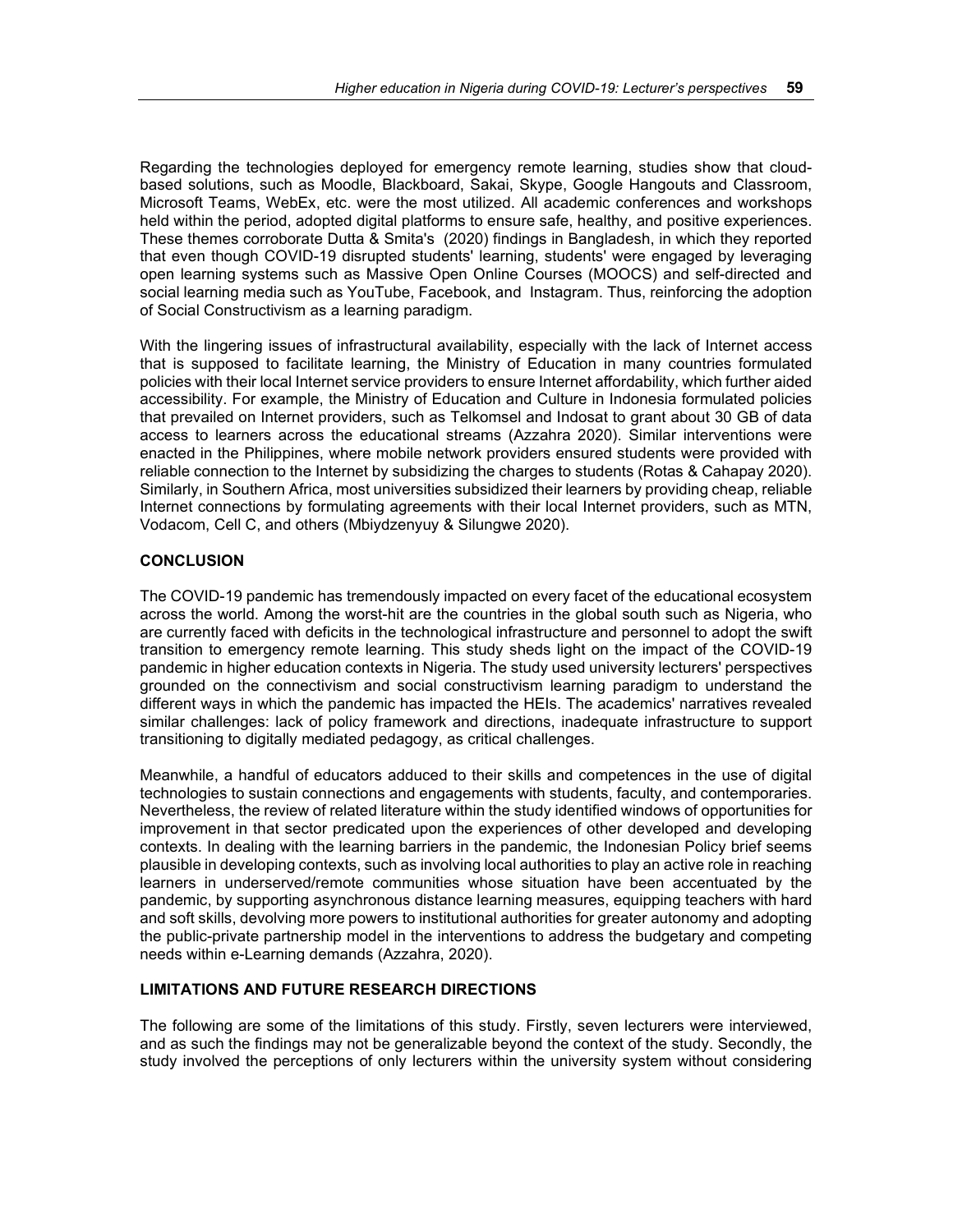Regarding the technologies deployed for emergency remote learning, studies show that cloud-based solutions, such as Moodle, Blackboard, Sakai, Skype, Google Hangouts and Classroom, Microsoft Teams, WebEx, etc. were the most utilized. All academic conferences and workshops held within the period, adopted digital platforms to ensure safe, healthy, and positive experiences. These themes corroborate Dutta & Smita's (2020) findings in Bangladesh, in which they reported that even though COVID-19 disrupted students' learning, students' were engaged by leveraging open learning systems such as Massive Open Online Courses (MOOCS) and self-directed and social learning media such as YouTube, Facebook, and Instagram. Thus, reinforcing the adoption of Social Constructivism as a learning paradigm.

With the lingering issues of infrastructural availability, especially with the lack of Internet access that is supposed to facilitate learning, the Ministry of Education in many countries formulated policies with their local Internet service providers to ensure Internet affordability, which further aided accessibility. For example, the Ministry of Education and Culture in Indonesia formulated policies that prevailed on Internet providers, such as Telkomsel and Indosat to grant about 30 GB of data access to learners across the educational streams (Azzahra 2020). Similar interventions were enacted in the Philippines, where mobile network providers ensured students were provided with reliable connection to the Internet by subsidizing the charges to students (Rotas & Cahapay 2020). Similarly, in Southern Africa, most universities subsidized their learners by providing cheap, reliable Internet connections by formulating agreements with their local Internet providers, such as MTN, Vodacom, Cell C, and others (Mbiydzenyuy & Silungwe 2020).

## CONCLUSION

The COVID-19 pandemic has tremendously impacted on every facet of the educational ecosystem across the world. Among the worst-hit are the countries in the global south such as Nigeria, who are currently faced with deficits in the technological infrastructure and personnel to adopt the swift transition to emergency remote learning. This study sheds light on the impact of the COVID-19 pandemic in higher education contexts in Nigeria. The study used university lecturers' perspectives grounded on the connectivism and social constructivism learning paradigm to understand the different ways in which the pandemic has impacted the HEIs. The academics' narratives revealed similar challenges: lack of policy framework and directions, inadequate infrastructure to support transitioning to digitally mediated pedagogy, as critical challenges.

Meanwhile, a handful of educators adduced to their skills and competences in the use of digital technologies to sustain connections and engagements with students, faculty, and contemporaries. Nevertheless, the review of related literature within the study identified windows of opportunities for improvement in that sector predicated upon the experiences of other developed and developing contexts. In dealing with the learning barriers in the pandemic, the Indonesian Policy brief seems plausible in developing contexts, such as involving local authorities to play an active role in reaching learners in underserved/remote communities whose situation have been accentuated by the pandemic, by supporting asynchronous distance learning measures, equipping teachers with hard and soft skills, devolving more powers to institutional authorities for greater autonomy and adopting the public-private partnership model in the interventions to address the budgetary and competing needs within e-Learning demands (Azzahra, 2020).

## LIMITATIONS AND FUTURE RESEARCH DIRECTIONS

The following are some of the limitations of this study. Firstly, seven lecturers were interviewed, and as such the findings may not be generalizable beyond the context of the study. Secondly, the study involved the perceptions of only lecturers within the university system without considering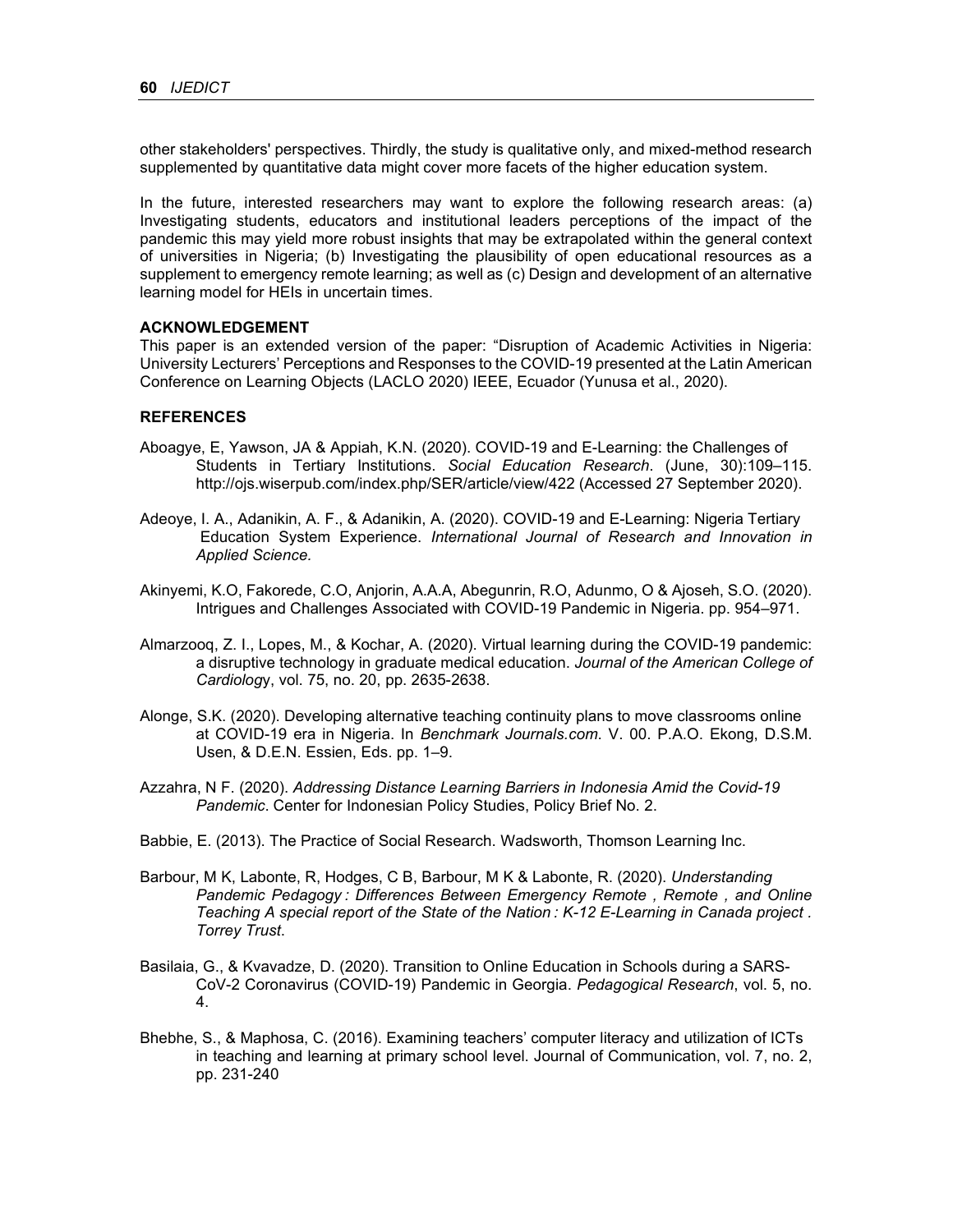other stakeholders' perspectives. Thirdly, the study is qualitative only, and mixed-method research supplemented by quantitative data might cover more facets of the higher education system.

In the future, interested researchers may want to explore the following research areas: (a) Investigating students, educators and institutional leaders perceptions of the impact of the pandemic this may yield more robust insights that may be extrapolated within the general context of universities in Nigeria; (b) Investigating the plausibility of open educational resources as a supplement to emergency remote learning; as well as (c) Design and development of an alternative learning model for HEIs in uncertain times.

## ACKNOWLEDGEMENT

This paper is an extended version of the paper: "Disruption of Academic Activities in Nigeria: University Lecturers' Perceptions and Responses to the COVID-19 presented at the Latin American Conference on Learning Objects (LACLO 2020) IEEE, Ecuador (Yunusa et al., 2020).

## REFERENCES

Aboagye, E, Yawson, JA & Appiah, K.N. (2020). COVID-19 and E-Learning: the Challenges of Students in Tertiary Institutions. *Social Education Research*. (June, 30):109–115. http://ojs.wiserpub.com/index.php/SER/article/view/422 (Accessed 27 September 2020).

Adeoye, I. A., Adanikin, A. F., & Adanikin, A. (2020). COVID-19 and E-Learning: Nigeria Tertiary Education System Experience. *International Journal of Research and Innovation in Applied Science.*

Akinyemi, K.O, Fakorede, C.O, Anjorin, A.A.A, Abegunrin, R.O, Adunmo, O & Ajoseh, S.O. (2020). Intrigues and Challenges Associated with COVID-19 Pandemic in Nigeria. pp. 954–971.

Almarzooq, Z. I., Lopes, M., & Kochar, A. (2020). Virtual learning during the COVID-19 pandemic: a disruptive technology in graduate medical education. *Journal of the American College of Cardiology*, vol. 75, no. 20, pp. 2635-2638.

Alonge, S.K. (2020). Developing alternative teaching continuity plans to move classrooms online at COVID-19 era in Nigeria. In *Benchmark Journals.com*. V. 00. P.A.O. Ekong, D.S.M. Usen, & D.E.N. Essien, Eds. pp. 1–9.

Azzahra, N F. (2020). *Addressing Distance Learning Barriers in Indonesia Amid the Covid-19 Pandemic*. Center for Indonesian Policy Studies, Policy Brief No. 2.

Babbie, E. (2013). The Practice of Social Research. Wadsworth, Thomson Learning Inc.

Barbour, M K, Labonte, R, Hodges, C B, Barbour, M K & Labonte, R. (2020). *Understanding Pandemic Pedagogy : Differences Between Emergency Remote , Remote , and Online Teaching A special report of the State of the Nation : K-12 E-Learning in Canada project . Torrey Trust*.

Basilaia, G., & Kvavadze, D. (2020). Transition to Online Education in Schools during a SARS-CoV-2 Coronavirus (COVID-19) Pandemic in Georgia. *Pedagogical Research*, vol. 5, no. 4.

Bhebhe, S., & Maphosa, C. (2016). Examining teachers' computer literacy and utilization of ICTs in teaching and learning at primary school level. Journal of Communication, vol. 7, no. 2, pp. 231-240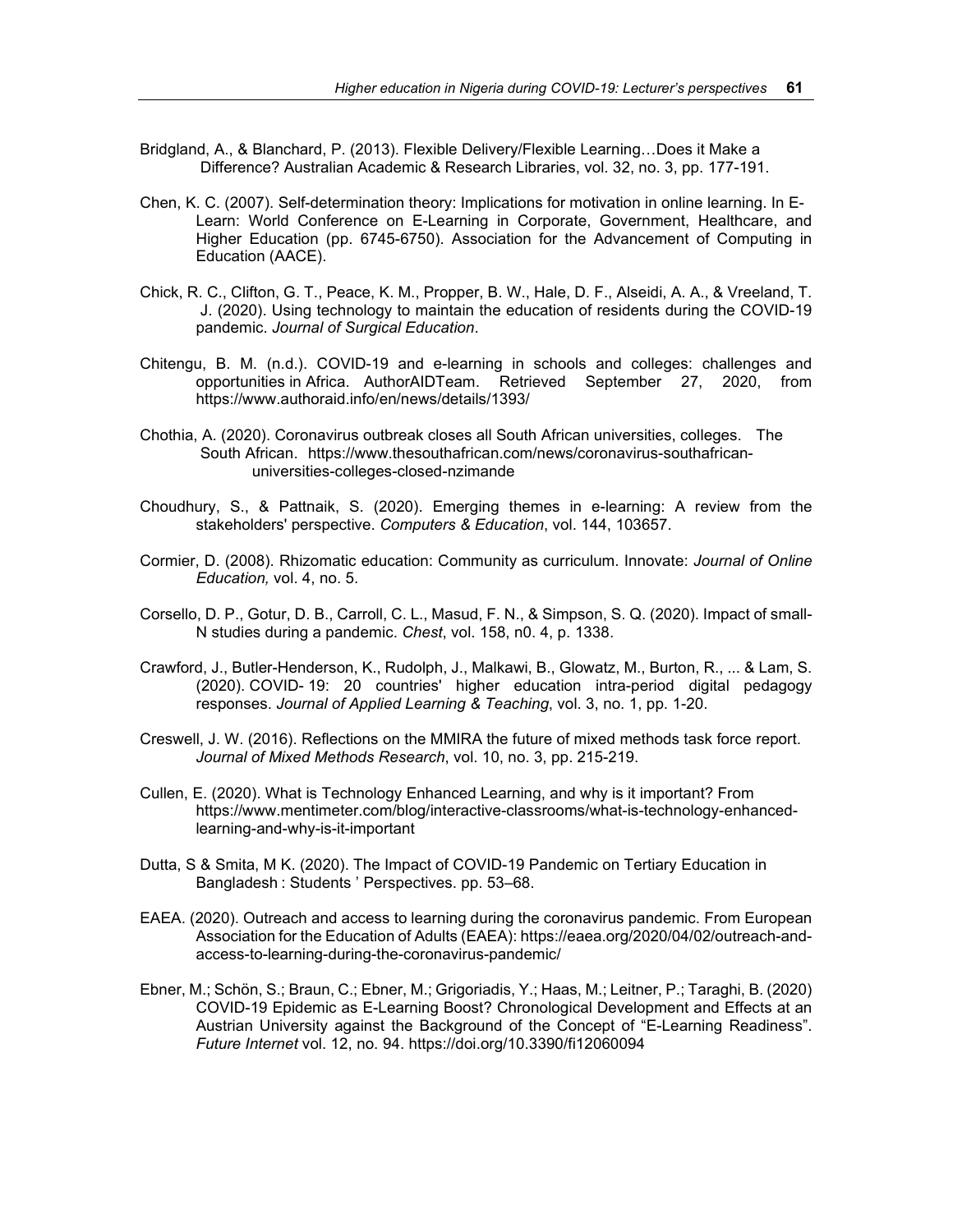Bridgland, A., & Blanchard, P. (2013). Flexible Delivery/Flexible Learning…Does it Make a Difference? Australian Academic & Research Libraries, vol. 32, no. 3, pp. 177-191.

Chen, K. C. (2007). Self-determination theory: Implications for motivation in online learning. In E-Learn: World Conference on E-Learning in Corporate, Government, Healthcare, and Higher Education (pp. 6745-6750). Association for the Advancement of Computing in Education (AACE).

Chick, R. C., Clifton, G. T., Peace, K. M., Propper, B. W., Hale, D. F., Alseidi, A. A., & Vreeland, T. J. (2020). Using technology to maintain the education of residents during the COVID-19 pandemic. *Journal of Surgical Education*.

Chitengu, B. M. (n.d.). COVID-19 and e-learning in schools and colleges: challenges and opportunities in Africa. AuthorAIDTeam. Retrieved September 27, 2020, from https://www.authoraid.info/en/news/details/1393/

Chothia, A. (2020). Coronavirus outbreak closes all South African universities, colleges. The South African. https://www.thesouthafrican.com/news/coronavirus-southafrican-universities-colleges-closed-nzimande

Choudhury, S., & Pattnaik, S. (2020). Emerging themes in e-learning: A review from the stakeholders' perspective. *Computers & Education*, vol. 144, 103657.

Cormier, D. (2008). Rhizomatic education: Community as curriculum. Innovate: *Journal of Online Education,* vol. 4, no. 5.

Corsello, D. P., Gotur, D. B., Carroll, C. L., Masud, F. N., & Simpson, S. Q. (2020). Impact of small-N studies during a pandemic. *Chest*, vol. 158, n0. 4, p. 1338.

Crawford, J., Butler-Henderson, K., Rudolph, J., Malkawi, B., Glowatz, M., Burton, R., ... & Lam, S. (2020). COVID- 19: 20 countries' higher education intra-period digital pedagogy responses. *Journal of Applied Learning & Teaching*, vol. 3, no. 1, pp. 1-20.

Creswell, J. W. (2016). Reflections on the MMIRA the future of mixed methods task force report. *Journal of Mixed Methods Research*, vol. 10, no. 3, pp. 215-219.

Cullen, E. (2020). What is Technology Enhanced Learning, and why is it important? From https://www.mentimeter.com/blog/interactive-classrooms/what-is-technology-enhanced-learning-and-why-is-it-important

Dutta, S & Smita, M K. (2020). The Impact of COVID-19 Pandemic on Tertiary Education in Bangladesh : Students ' Perspectives. pp. 53–68.

EAEA. (2020). Outreach and access to learning during the coronavirus pandemic. From European Association for the Education of Adults (EAEA): https://eaea.org/2020/04/02/outreach-and-access-to-learning-during-the-coronavirus-pandemic/

Ebner, M.; Schön, S.; Braun, C.; Ebner, M.; Grigoriadis, Y.; Haas, M.; Leitner, P.; Taraghi, B. (2020) COVID-19 Epidemic as E-Learning Boost? Chronological Development and Effects at an Austrian University against the Background of the Concept of "E-Learning Readiness". *Future Internet* vol. 12, no. 94. https://doi.org/10.3390/fi12060094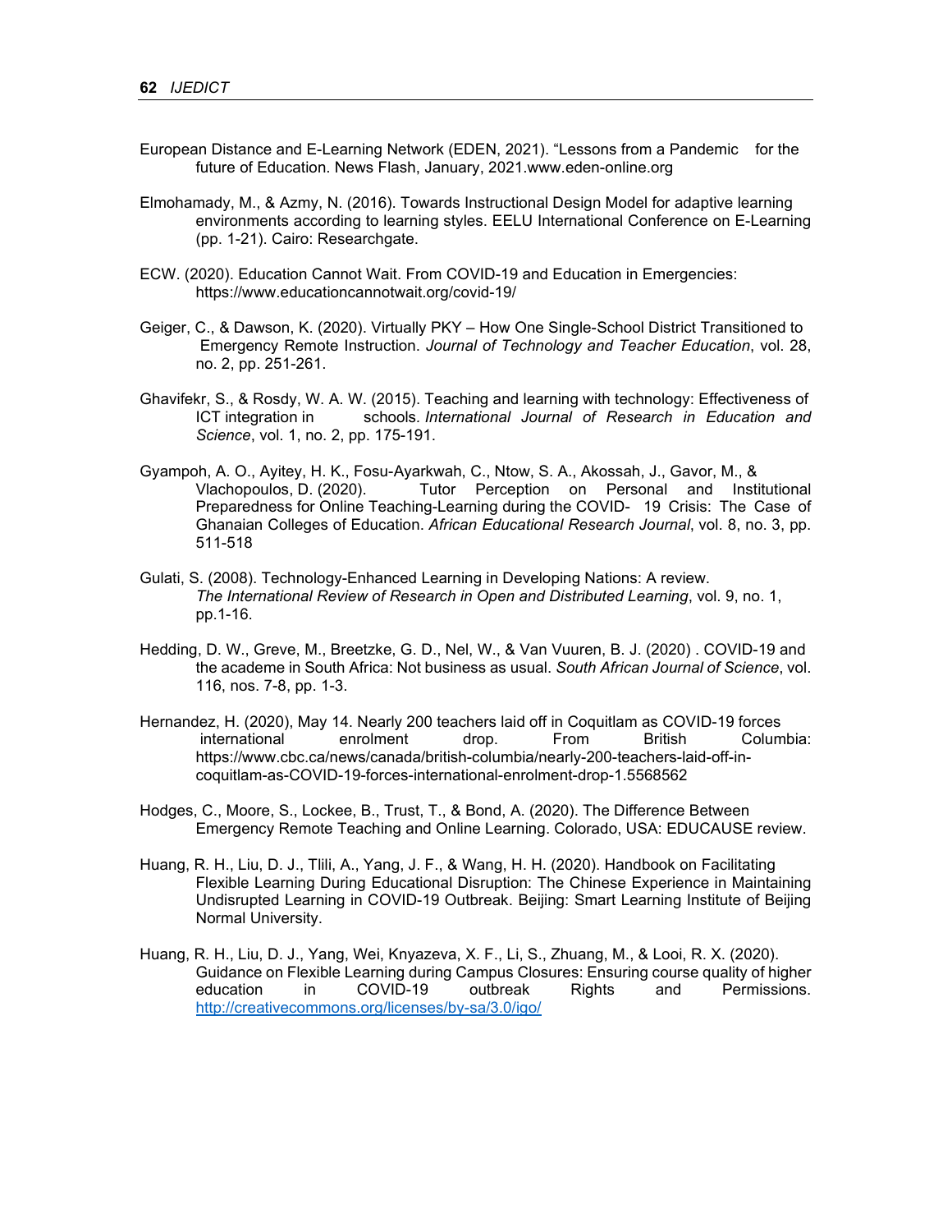European Distance and E-Learning Network (EDEN, 2021). "Lessons from a Pandemic for the future of Education. News Flash, January, 2021.www.eden-online.org

Elmohamady, M., & Azmy, N. (2016). Towards Instructional Design Model for adaptive learning environments according to learning styles. EELU International Conference on E-Learning (pp. 1-21). Cairo: Researchgate.

ECW. (2020). Education Cannot Wait. From COVID-19 and Education in Emergencies: https://www.educationcannotwait.org/covid-19/

Geiger, C., & Dawson, K. (2020). Virtually PKY – How One Single-School District Transitioned to Emergency Remote Instruction. *Journal of Technology and Teacher Education*, vol. 28, no. 2, pp. 251-261.

Ghavifekr, S., & Rosdy, W. A. W. (2015). Teaching and learning with technology: Effectiveness of ICT integration in schools. *International Journal of Research in Education and Science*, vol. 1, no. 2, pp. 175-191.

Gyampoh, A. O., Ayitey, H. K., Fosu-Ayarkwah, C., Ntow, S. A., Akossah, J., Gavor, M., & Vlachopoulos, D. (2020). Tutor Perception on Personal and Institutional Preparedness for Online Teaching-Learning during the COVID- 19 Crisis: The Case of Ghanaian Colleges of Education. *African Educational Research Journal*, vol. 8, no. 3, pp. 511-518

Gulati, S. (2008). Technology-Enhanced Learning in Developing Nations: A review. *The International Review of Research in Open and Distributed Learning*, vol. 9, no. 1, pp.1-16.

Hedding, D. W., Greve, M., Breetzke, G. D., Nel, W., & Van Vuuren, B. J. (2020) . COVID-19 and the academe in South Africa: Not business as usual. *South African Journal of Science*, vol. 116, nos. 7-8, pp. 1-3.

Hernandez, H. (2020), May 14. Nearly 200 teachers laid off in Coquitlam as COVID-19 forces international enrolment drop. From British Columbia: https://www.cbc.ca/news/canada/british-columbia/nearly-200-teachers-laid-off-in-coquitlam-as-COVID-19-forces-international-enrolment-drop-1.5568562

Hodges, C., Moore, S., Lockee, B., Trust, T., & Bond, A. (2020). The Difference Between Emergency Remote Teaching and Online Learning. Colorado, USA: EDUCAUSE review.

Huang, R. H., Liu, D. J., Tlili, A., Yang, J. F., & Wang, H. H. (2020). Handbook on Facilitating Flexible Learning During Educational Disruption: The Chinese Experience in Maintaining Undisrupted Learning in COVID-19 Outbreak. Beijing: Smart Learning Institute of Beijing Normal University.

Huang, R. H., Liu, D. J., Yang, Wei, Knyazeva, X. F., Li, S., Zhuang, M., & Looi, R. X. (2020). Guidance on Flexible Learning during Campus Closures: Ensuring course quality of higher education in COVID-19 outbreak Rights and Permissions. http://creativecommons.org/licenses/by-sa/3.0/igo/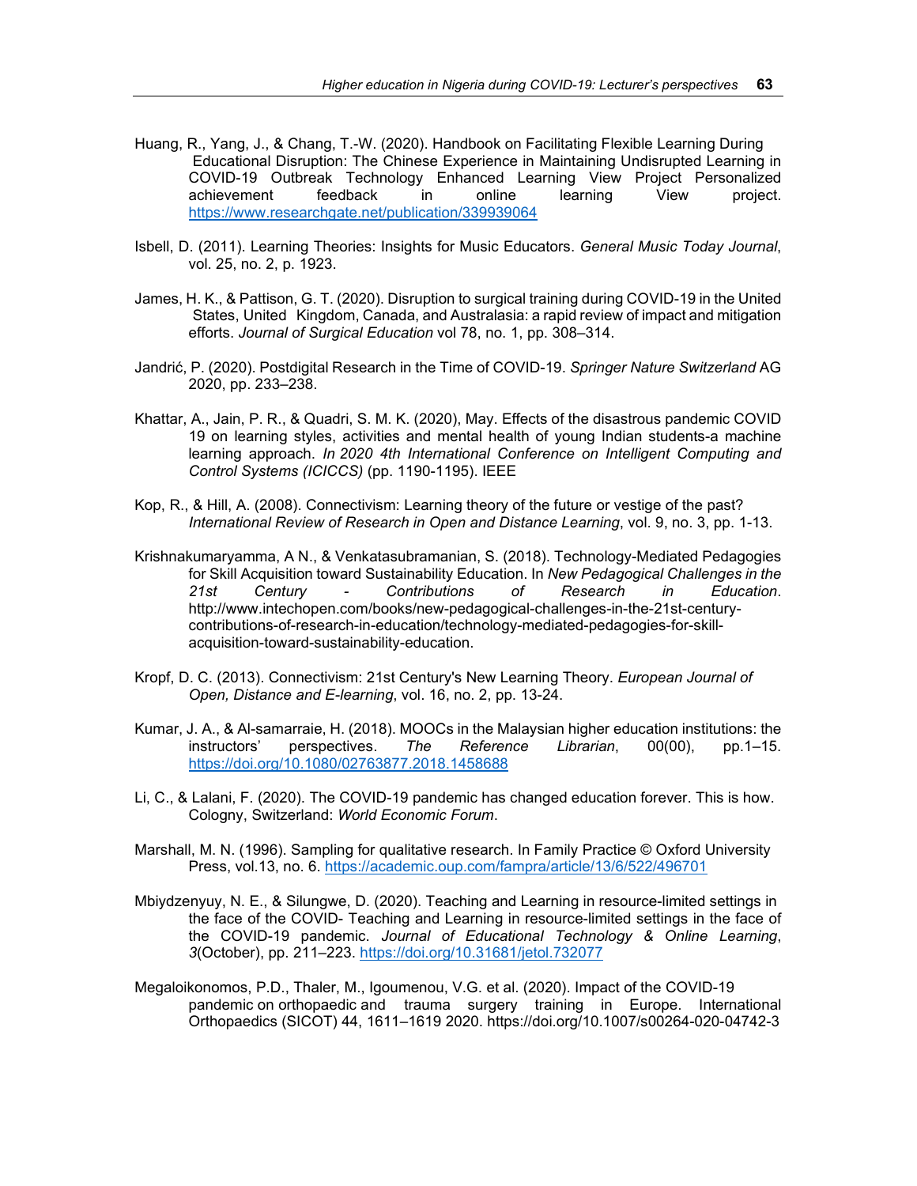Huang, R., Yang, J., & Chang, T.-W. (2020). Handbook on Facilitating Flexible Learning During Educational Disruption: The Chinese Experience in Maintaining Undisrupted Learning in COVID-19 Outbreak Technology Enhanced Learning View Project Personalized achievement feedback in online learning View project. https://www.researchgate.net/publication/339939064

Isbell, D. (2011). Learning Theories: Insights for Music Educators. *General Music Today Journal*, vol. 25, no. 2, p. 1923.

James, H. K., & Pattison, G. T. (2020). Disruption to surgical training during COVID-19 in the United States, United Kingdom, Canada, and Australasia: a rapid review of impact and mitigation efforts. *Journal of Surgical Education* vol 78, no. 1, pp. 308–314.

Jandrić, P. (2020). Postdigital Research in the Time of COVID-19. *Springer Nature Switzerland* AG 2020, pp. 233–238.

Khattar, A., Jain, P. R., & Quadri, S. M. K. (2020), May. Effects of the disastrous pandemic COVID 19 on learning styles, activities and mental health of young Indian students-a machine learning approach. *In 2020 4th International Conference on Intelligent Computing and Control Systems (ICICCS)* (pp. 1190-1195). IEEE

Kop, R., & Hill, A. (2008). Connectivism: Learning theory of the future or vestige of the past? *International Review of Research in Open and Distance Learning*, vol. 9, no. 3, pp. 1-13.

Krishnakumaryamma, A N., & Venkatasubramanian, S. (2018). Technology-Mediated Pedagogies for Skill Acquisition toward Sustainability Education. In *New Pedagogical Challenges in the 21st Century - Contributions of Research in Education*. http://www.intechopen.com/books/new-pedagogical-challenges-in-the-21st-century-contributions-of-research-in-education/technology-mediated-pedagogies-for-skill-acquisition-toward-sustainability-education.

Kropf, D. C. (2013). Connectivism: 21st Century's New Learning Theory. *European Journal of Open, Distance and E-learning*, vol. 16, no. 2, pp. 13-24.

Kumar, J. A., & Al-samarraie, H. (2018). MOOCs in the Malaysian higher education institutions: the instructors' perspectives. *The Reference Librarian*, 00(00), pp.1–15. https://doi.org/10.1080/02763877.2018.1458688

Li, C., & Lalani, F. (2020). The COVID-19 pandemic has changed education forever. This is how. Cologny, Switzerland: *World Economic Forum*.

Marshall, M. N. (1996). Sampling for qualitative research. In Family Practice © Oxford University Press, vol.13, no. 6. https://academic.oup.com/fampra/article/13/6/522/496701

Mbiydzenyuy, N. E., & Silungwe, D. (2020). Teaching and Learning in resource-limited settings in the face of the COVID- Teaching and Learning in resource-limited settings in the face of the COVID-19 pandemic. *Journal of Educational Technology & Online Learning*, *3*(October), pp. 211–223. https://doi.org/10.31681/jetol.732077

Megaloikonomos, P.D., Thaler, M., Igoumenou, V.G. et al. (2020). Impact of the COVID-19 pandemic on orthopaedic and trauma surgery training in Europe. International Orthopaedics (SICOT) 44, 1611–1619 2020. https://doi.org/10.1007/s00264-020-04742-3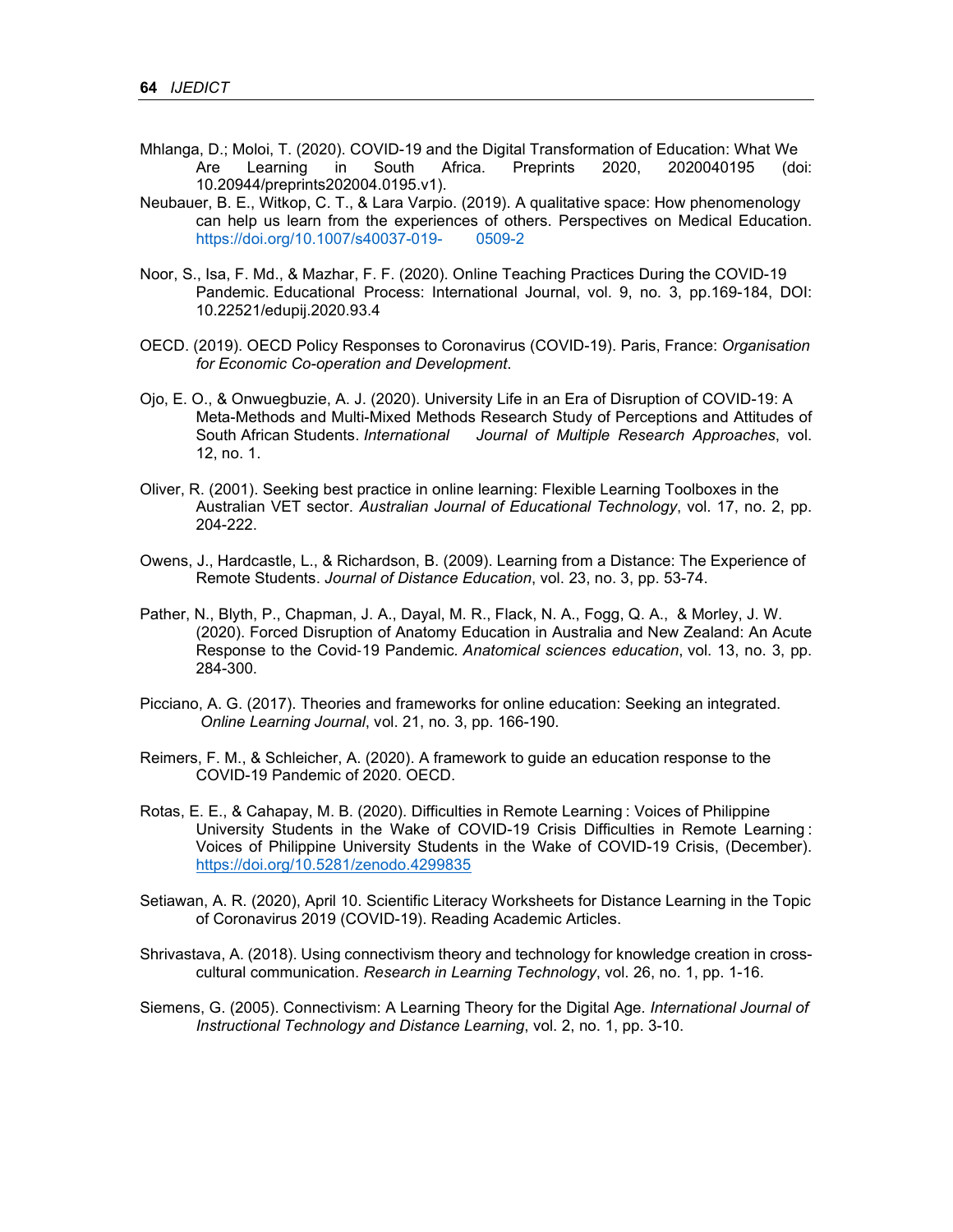Mhlanga, D.; Moloi, T. (2020). COVID-19 and the Digital Transformation of Education: What We Are Learning in South Africa. Preprints 2020, 2020040195 (doi: 10.20944/preprints202004.0195.v1).

Neubauer, B. E., Witkop, C. T., & Lara Varpio. (2019). A qualitative space: How phenomenology can help us learn from the experiences of others. Perspectives on Medical Education. https://doi.org/10.1007/s40037-019- 0509-2

Noor, S., Isa, F. Md., & Mazhar, F. F. (2020). Online Teaching Practices During the COVID-19 Pandemic. Educational Process: International Journal, vol. 9, no. 3, pp.169-184, DOI: 10.22521/edupij.2020.93.4

OECD. (2019). OECD Policy Responses to Coronavirus (COVID-19). Paris, France: *Organisation for Economic Co-operation and Development*.

Ojo, E. O., & Onwuegbuzie, A. J. (2020). University Life in an Era of Disruption of COVID-19: A Meta-Methods and Multi-Mixed Methods Research Study of Perceptions and Attitudes of South African Students. *International Journal of Multiple Research Approaches*, vol. 12, no. 1.

Oliver, R. (2001). Seeking best practice in online learning: Flexible Learning Toolboxes in the Australian VET sector. *Australian Journal of Educational Technology*, vol. 17, no. 2, pp. 204-222.

Owens, J., Hardcastle, L., & Richardson, B. (2009). Learning from a Distance: The Experience of Remote Students. *Journal of Distance Education*, vol. 23, no. 3, pp. 53-74.

Pather, N., Blyth, P., Chapman, J. A., Dayal, M. R., Flack, N. A., Fogg, Q. A., & Morley, J. W. (2020). Forced Disruption of Anatomy Education in Australia and New Zealand: An Acute Response to the Covid‐19 Pandemic. *Anatomical sciences education*, vol. 13, no. 3, pp. 284-300.

Picciano, A. G. (2017). Theories and frameworks for online education: Seeking an integrated. *Online Learning Journal*, vol. 21, no. 3, pp. 166-190.

Reimers, F. M., & Schleicher, A. (2020). A framework to guide an education response to the COVID-19 Pandemic of 2020. OECD.

Rotas, E. E., & Cahapay, M. B. (2020). Difficulties in Remote Learning : Voices of Philippine University Students in the Wake of COVID-19 Crisis Difficulties in Remote Learning : Voices of Philippine University Students in the Wake of COVID-19 Crisis, (December). https://doi.org/10.5281/zenodo.4299835

Setiawan, A. R. (2020), April 10. Scientific Literacy Worksheets for Distance Learning in the Topic of Coronavirus 2019 (COVID-19). Reading Academic Articles.

Shrivastava, A. (2018). Using connectivism theory and technology for knowledge creation in cross-cultural communication. *Research in Learning Technology*, vol. 26, no. 1, pp. 1-16.

Siemens, G. (2005). Connectivism: A Learning Theory for the Digital Age. *International Journal of Instructional Technology and Distance Learning*, vol. 2, no. 1, pp. 3-10.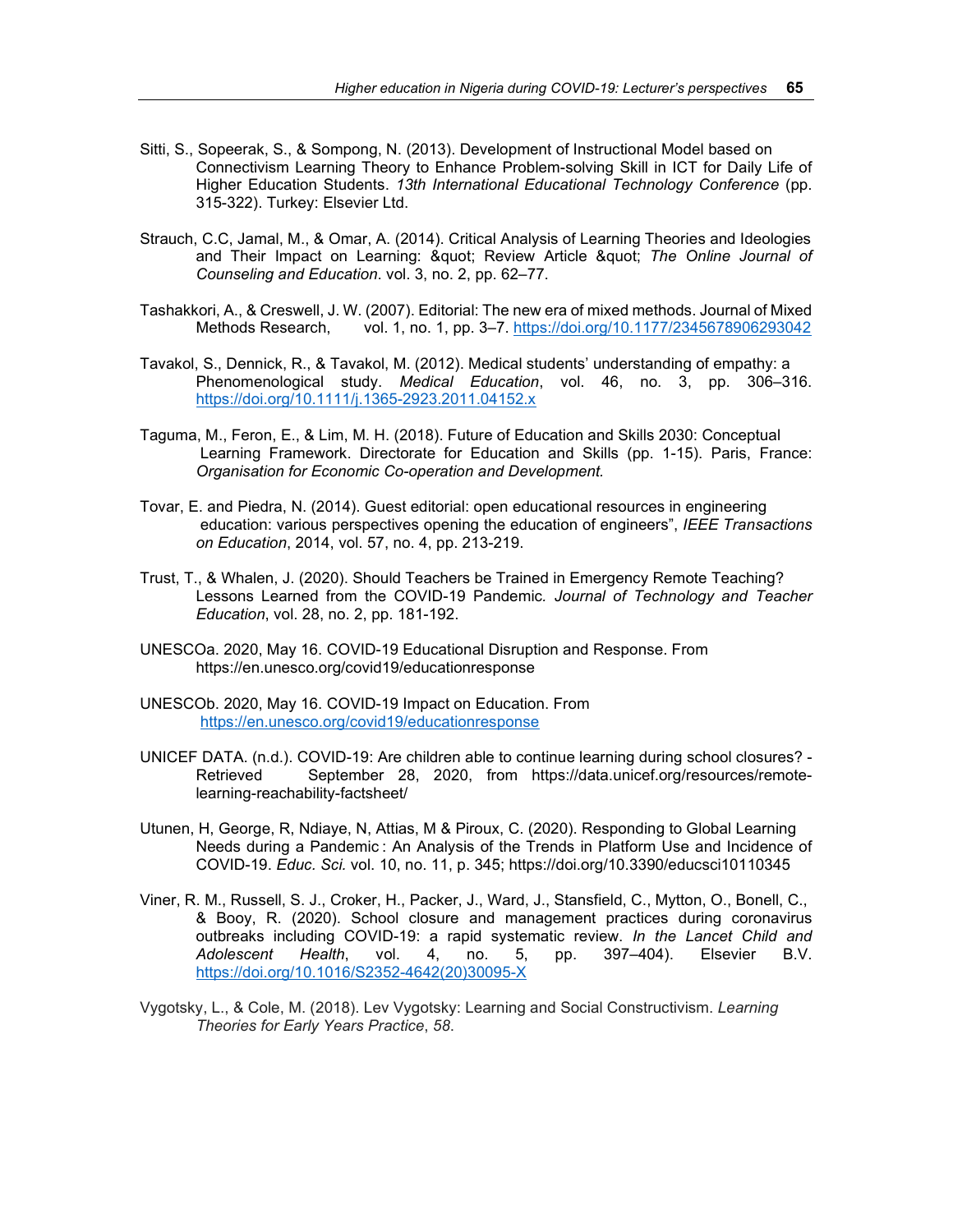Sitti, S., Sopeerak, S., & Sompong, N. (2013). Development of Instructional Model based on Connectivism Learning Theory to Enhance Problem-solving Skill in ICT for Daily Life of Higher Education Students. *13th International Educational Technology Conference* (pp. 315-322). Turkey: Elsevier Ltd.

Strauch, C.C, Jamal, M., & Omar, A. (2014). Critical Analysis of Learning Theories and Ideologies and Their Impact on Learning: &quot; Review Article &quot; *The Online Journal of Counseling and Education*. vol. 3, no. 2, pp. 62–77.

Tashakkori, A., & Creswell, J. W. (2007). Editorial: The new era of mixed methods. Journal of Mixed Methods Research, vol. 1, no. 1, pp. 3–7. https://doi.org/10.1177/2345678906293042

Tavakol, S., Dennick, R., & Tavakol, M. (2012). Medical students' understanding of empathy: a Phenomenological study. *Medical Education*, vol. 46, no. 3, pp. 306–316. https://doi.org/10.1111/j.1365-2923.2011.04152.x

Taguma, M., Feron, E., & Lim, M. H. (2018). Future of Education and Skills 2030: Conceptual Learning Framework. Directorate for Education and Skills (pp. 1-15). Paris, France: *Organisation for Economic Co-operation and Development.*

Tovar, E. and Piedra, N. (2014). Guest editorial: open educational resources in engineering education: various perspectives opening the education of engineers", *IEEE Transactions on Education*, 2014, vol. 57, no. 4, pp. 213-219.

Trust, T., & Whalen, J. (2020). Should Teachers be Trained in Emergency Remote Teaching? Lessons Learned from the COVID-19 Pandemic*. Journal of Technology and Teacher Education*, vol. 28, no. 2, pp. 181-192.

UNESCOa. 2020, May 16. COVID-19 Educational Disruption and Response. From https://en.unesco.org/covid19/educationresponse

UNESCOb. 2020, May 16. COVID-19 Impact on Education. From https://en.unesco.org/covid19/educationresponse

UNICEF DATA. (n.d.). COVID-19: Are children able to continue learning during school closures? - Retrieved September 28, 2020, from https://data.unicef.org/resources/remote-learning-reachability-factsheet/

Utunen, H, George, R, Ndiaye, N, Attias, M & Piroux, C. (2020). Responding to Global Learning Needs during a Pandemic : An Analysis of the Trends in Platform Use and Incidence of COVID-19. *Educ. Sci.* vol. 10, no. 11, p. 345; https://doi.org/10.3390/educsci10110345

Viner, R. M., Russell, S. J., Croker, H., Packer, J., Ward, J., Stansfield, C., Mytton, O., Bonell, C., & Booy, R. (2020). School closure and management practices during coronavirus outbreaks including COVID-19: a rapid systematic review. *In the Lancet Child and Adolescent Health*, vol. 4, no. 5, pp. 397–404). Elsevier B.V. https://doi.org/10.1016/S2352-4642(20)30095-X

Vygotsky, L., & Cole, M. (2018). Lev Vygotsky: Learning and Social Constructivism. *Learning Theories for Early Years Practice*, *58*.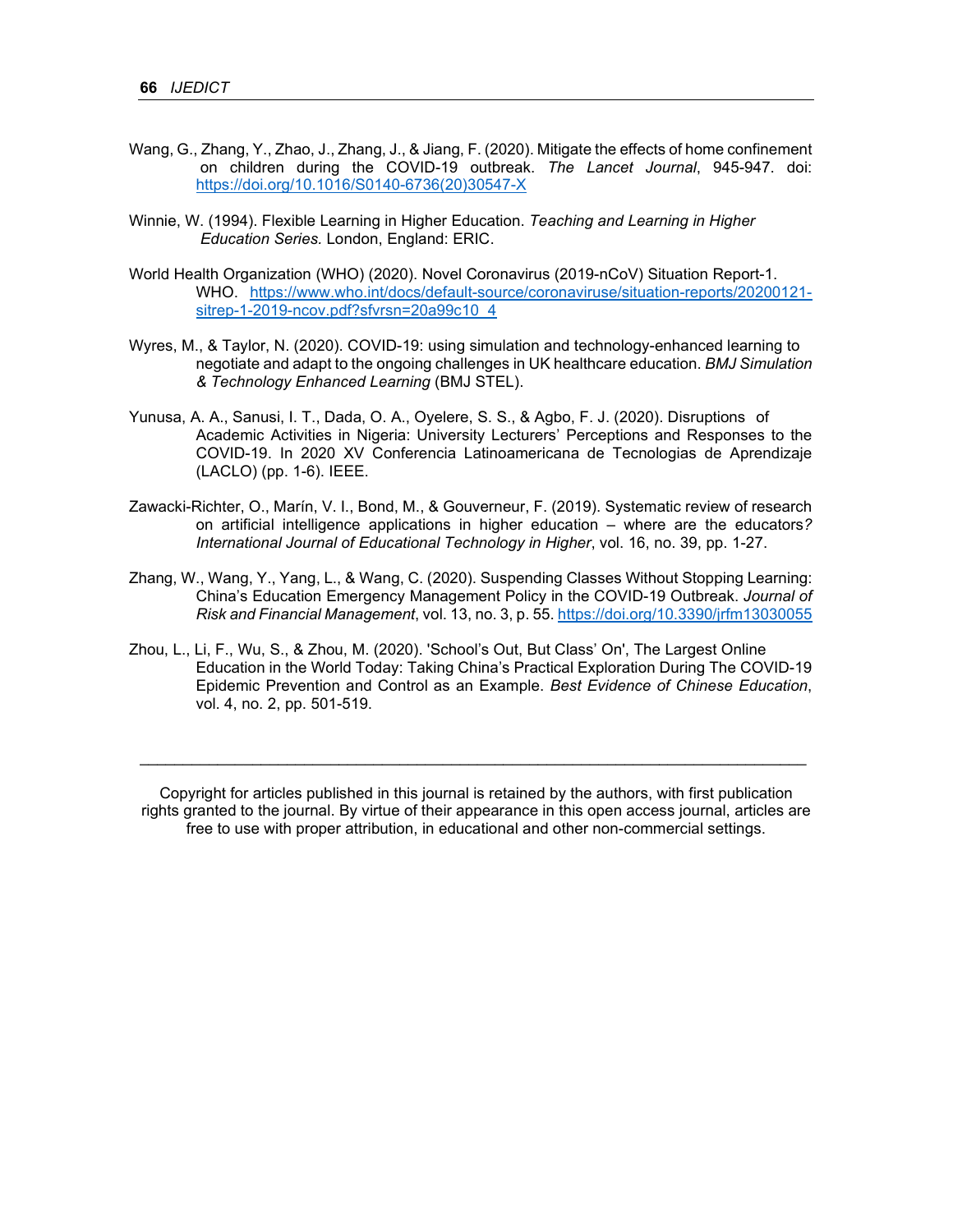Wang, G., Zhang, Y., Zhao, J., Zhang, J., & Jiang, F. (2020). Mitigate the effects of home confinement on children during the COVID-19 outbreak. *The Lancet Journal*, 945-947. doi: https://doi.org/10.1016/S0140-6736(20)30547-X

Winnie, W. (1994). Flexible Learning in Higher Education. *Teaching and Learning in Higher Education Series.* London, England: ERIC.

World Health Organization (WHO) (2020). Novel Coronavirus (2019-nCoV) Situation Report-1. WHO. https://www.who.int/docs/default-source/coronaviruse/situation-reports/20200121-sitrep-1-2019-ncov.pdf?sfvrsn=20a99c10_4

Wyres, M., & Taylor, N. (2020). COVID-19: using simulation and technology-enhanced learning to negotiate and adapt to the ongoing challenges in UK healthcare education. *BMJ Simulation & Technology Enhanced Learning* (BMJ STEL).

Yunusa, A. A., Sanusi, I. T., Dada, O. A., Oyelere, S. S., & Agbo, F. J. (2020). Disruptions of Academic Activities in Nigeria: University Lecturers' Perceptions and Responses to the COVID-19. In 2020 XV Conferencia Latinoamericana de Tecnologias de Aprendizaje (LACLO) (pp. 1-6). IEEE.

Zawacki-Richter, O., Marín, V. I., Bond, M., & Gouverneur, F. (2019). Systematic review of research on artificial intelligence applications in higher education – where are the educators*? International Journal of Educational Technology in Higher*, vol. 16, no. 39, pp. 1-27.

Zhang, W., Wang, Y., Yang, L., & Wang, C. (2020). Suspending Classes Without Stopping Learning: China's Education Emergency Management Policy in the COVID-19 Outbreak. *Journal of Risk and Financial Management*, vol. 13, no. 3, p. 55. https://doi.org/10.3390/jrfm13030055

Zhou, L., Li, F., Wu, S., & Zhou, M. (2020). 'School's Out, But Class' On', The Largest Online Education in the World Today: Taking China's Practical Exploration During The COVID-19 Epidemic Prevention and Control as an Example. *Best Evidence of Chinese Education*, vol. 4, no. 2, pp. 501-519.

---

Copyright for articles published in this journal is retained by the authors, with first publication rights granted to the journal. By virtue of their appearance in this open access journal, articles are free to use with proper attribution, in educational and other non-commercial settings.